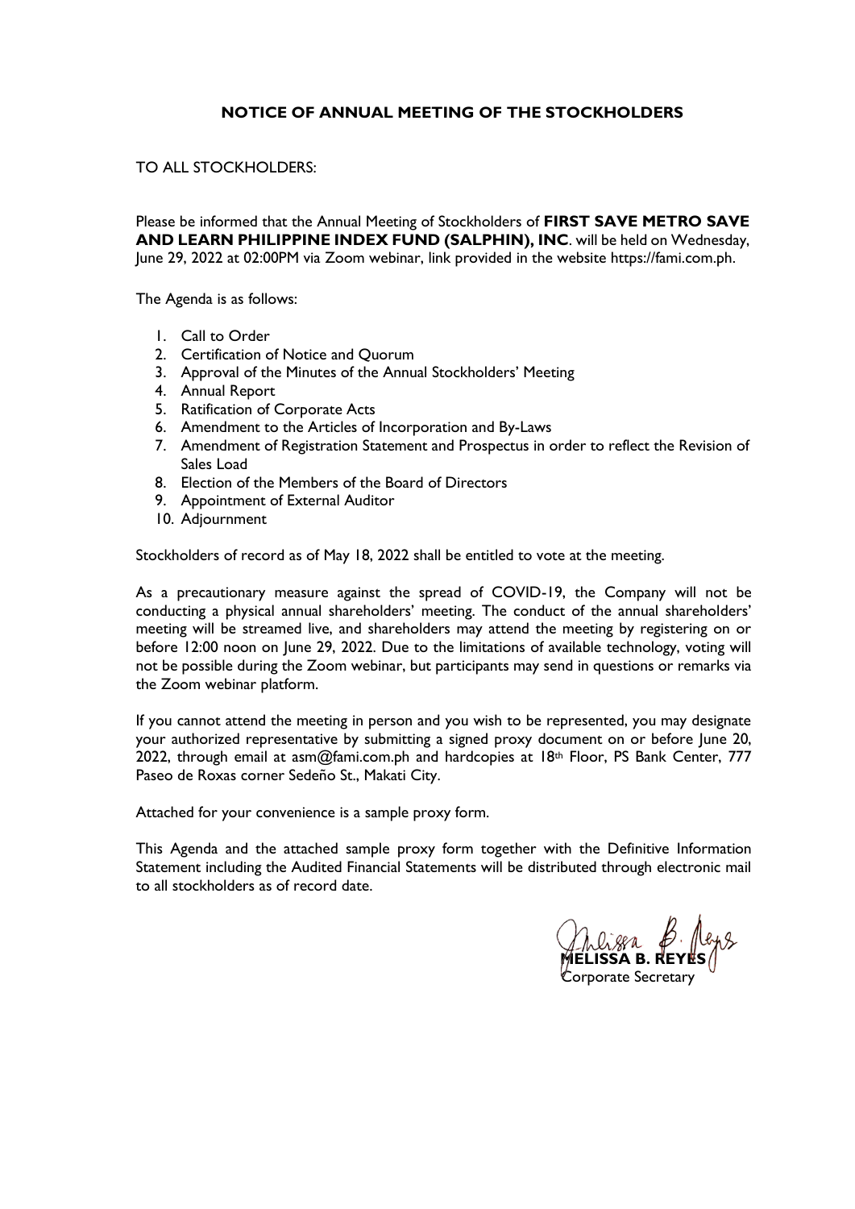# NOTICE OF ANNUAL MEETING OF THE STOCKHOLDERS

TO ALL STOCKHOLDERS:

Please be informed that the Annual Meeting of Stockholders of **FIRST SAVE METRO SAVE AND LEARN PHILIPPINE INDEX FUND (SALPHIN), INC**. will be held on Wednesday, June 29, 2022 at 02:00PM via Zoom webinar, link provided in the website https://fami.com.ph.

The Agenda is as follows:

1. Call to Order
2. Certification of Notice and Quorum
3. Approval of the Minutes of the Annual Stockholders' Meeting
4. Annual Report
5. Ratification of Corporate Acts
6. Amendment to the Articles of Incorporation and By-Laws
7. Amendment of Registration Statement and Prospectus in order to reflect the Revision of Sales Load
8. Election of the Members of the Board of Directors
9. Appointment of External Auditor
10. Adjournment

Stockholders of record as of May 18, 2022 shall be entitled to vote at the meeting.

As a precautionary measure against the spread of COVID-19, the Company will not be conducting a physical annual shareholders' meeting. The conduct of the annual shareholders' meeting will be streamed live, and shareholders may attend the meeting by registering on or before 12:00 noon on June 29, 2022. Due to the limitations of available technology, voting will not be possible during the Zoom webinar, but participants may send in questions or remarks via the Zoom webinar platform.

If you cannot attend the meeting in person and you wish to be represented, you may designate your authorized representative by submitting a signed proxy document on or before June 20, 2022, through email at asm@fami.com.ph and hardcopies at 18th Floor, PS Bank Center, 777 Paseo de Roxas corner Sedeño St., Makati City.

Attached for your convenience is a sample proxy form.

This Agenda and the attached sample proxy form together with the Definitive Information Statement including the Audited Financial Statements will be distributed through electronic mail to all stockholders as of record date.

**MELISSA B. REYES**
Corporate Secretary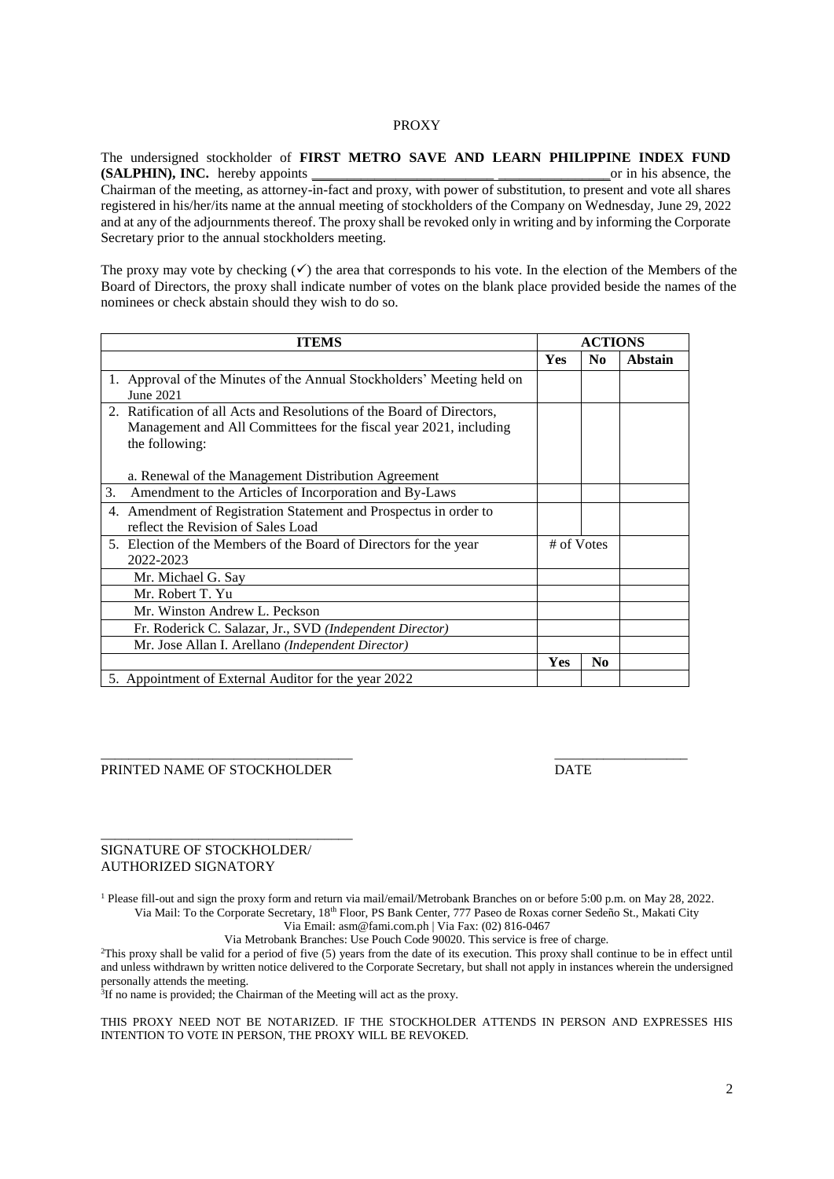PROXY

The undersigned stockholder of **FIRST METRO SAVE AND LEARN PHILIPPINE INDEX FUND (SALPHIN), INC.** hereby appoints _________________________ ________________or in his absence, the Chairman of the meeting, as attorney-in-fact and proxy, with power of substitution, to present and vote all shares registered in his/her/its name at the annual meeting of stockholders of the Company on Wednesday, June 29, 2022 and at any of the adjournments thereof. The proxy shall be revoked only in writing and by informing the Corporate Secretary prior to the annual stockholders meeting.

The proxy may vote by checking (✓) the area that corresponds to his vote. In the election of the Members of the Board of Directors, the proxy shall indicate number of votes on the blank place provided beside the names of the nominees or check abstain should they wish to do so.

| ITEMS | ACTIONS | | |
|---|---|---|---|
| | **Yes** | **No** | **Abstain** |
| 1. Approval of the Minutes of the Annual Stockholders' Meeting held on June 2021 | | | |
| 2. Ratification of all Acts and Resolutions of the Board of Directors, Management and All Committees for the fiscal year 2021, including the following:<br><br>a. Renewal of the Management Distribution Agreement | | | |
| 3. Amendment to the Articles of Incorporation and By-Laws | | | |
| 4. Amendment of Registration Statement and Prospectus in order to reflect the Revision of Sales Load | | | |
| 5. Election of the Members of the Board of Directors for the year 2022-2023 | # of Votes | | |
| Mr. Michael G. Say | | | |
| Mr. Robert T. Yu | | | |
| Mr. Winston Andrew L. Peckson | | | |
| Fr. Roderick C. Salazar, Jr., SVD *(Independent Director)* | | | |
| Mr. Jose Allan I. Arellano *(Independent Director)* | | | |
| | **Yes** | **No** | |
| 5. Appointment of External Auditor for the year 2022 | | | |

___________________________________ ___________________

PRINTED NAME OF STOCKHOLDER DATE

___________________________________

SIGNATURE OF STOCKHOLDER/
AUTHORIZED SIGNATORY

[1] Please fill-out and sign the proxy form and return via mail/email/Metrobank Branches on or before 5:00 p.m. on May 28, 2022.
Via Mail: To the Corporate Secretary, 18th Floor, PS Bank Center, 777 Paseo de Roxas corner Sedeño St., Makati City
Via Email: asm@fami.com.ph | Via Fax: (02) 816-0467
Via Metrobank Branches: Use Pouch Code 90020. This service is free of charge.

[2] This proxy shall be valid for a period of five (5) years from the date of its execution. This proxy shall continue to be in effect until and unless withdrawn by written notice delivered to the Corporate Secretary, but shall not apply in instances wherein the undersigned personally attends the meeting.

[3] If no name is provided; the Chairman of the Meeting will act as the proxy.

THIS PROXY NEED NOT BE NOTARIZED. IF THE STOCKHOLDER ATTENDS IN PERSON AND EXPRESSES HIS INTENTION TO VOTE IN PERSON, THE PROXY WILL BE REVOKED.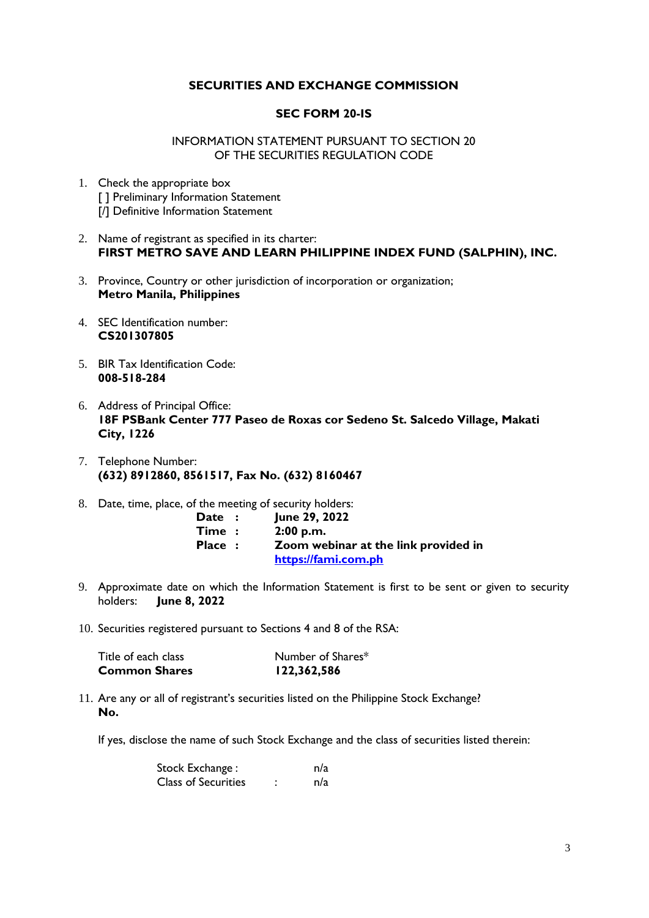**SECURITIES AND EXCHANGE COMMISSION**

**SEC FORM 20-IS**

INFORMATION STATEMENT PURSUANT TO SECTION 20
OF THE SECURITIES REGULATION CODE

1. Check the appropriate box
   [ ] Preliminary Information Statement
   [/] Definitive Information Statement

2. Name of registrant as specified in its charter:
   **FIRST METRO SAVE AND LEARN PHILIPPINE INDEX FUND (SALPHIN), INC.**

3. Province, Country or other jurisdiction of incorporation or organization;
   **Metro Manila, Philippines**

4. SEC Identification number:
   **CS201307805**

5. BIR Tax Identification Code:
   **008-518-284**

6. Address of Principal Office:
   **18F PSBank Center 777 Paseo de Roxas cor Sedeno St. Salcedo Village, Makati City, 1226**

7. Telephone Number:
   **(632) 8912860, 8561517, Fax No. (632) 8160467**

8. Date, time, place, of the meeting of security holders:

   | | |
   |---|---|
   | **Date :** | **June 29, 2022** |
   | **Time :** | **2:00 p.m.** |
   | **Place :** | **Zoom webinar at the link provided in [https://fami.com.ph](https://fami.com.ph)** |

9. Approximate date on which the Information Statement is first to be sent or given to security holders: **June 8, 2022**

10. Securities registered pursuant to Sections 4 and 8 of the RSA:

    | Title of each class | Number of Shares* |
    |---|---|
    | **Common Shares** | **122,362,586** |

11. Are any or all of registrant's securities listed on the Philippine Stock Exchange?
    **No.**

    If yes, disclose the name of such Stock Exchange and the class of securities listed therein:

    | | |
    |---|---|
    | Stock Exchange : | n/a |
    | Class of Securities : | n/a |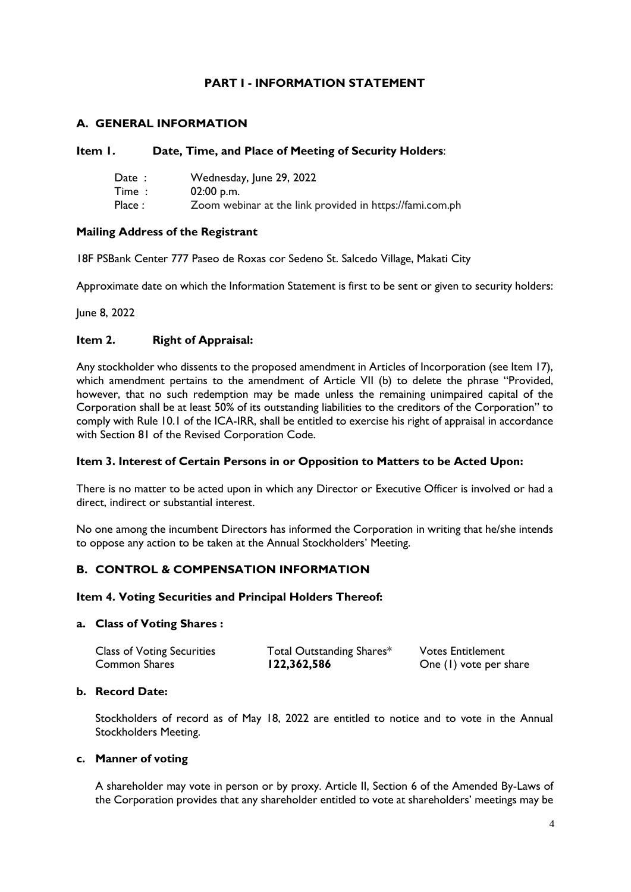# PART I - INFORMATION STATEMENT

## A. GENERAL INFORMATION

### Item 1. Date, Time, and Place of Meeting of Security Holders:

| | |
|---|---|
| Date : | Wednesday, June 29, 2022 |
| Time : | 02:00 p.m. |
| Place : | Zoom webinar at the link provided in https://fami.com.ph |

**Mailing Address of the Registrant**

18F PSBank Center 777 Paseo de Roxas cor Sedeno St. Salcedo Village, Makati City

Approximate date on which the Information Statement is first to be sent or given to security holders:

June 8, 2022

### Item 2. Right of Appraisal:

Any stockholder who dissents to the proposed amendment in Articles of Incorporation (see Item 17), which amendment pertains to the amendment of Article VII (b) to delete the phrase "Provided, however, that no such redemption may be made unless the remaining unimpaired capital of the Corporation shall be at least 50% of its outstanding liabilities to the creditors of the Corporation" to comply with Rule 10.1 of the ICA-IRR, shall be entitled to exercise his right of appraisal in accordance with Section 81 of the Revised Corporation Code.

### Item 3. Interest of Certain Persons in or Opposition to Matters to be Acted Upon:

There is no matter to be acted upon in which any Director or Executive Officer is involved or had a direct, indirect or substantial interest.

No one among the incumbent Directors has informed the Corporation in writing that he/she intends to oppose any action to be taken at the Annual Stockholders' Meeting.

## B. CONTROL & COMPENSATION INFORMATION

### Item 4. Voting Securities and Principal Holders Thereof:

**a. Class of Voting Shares :**

| Class of Voting Securities | Total Outstanding Shares* | Votes Entitlement |
|---|---|---|
| Common Shares | **122,362,586** | One (1) vote per share |

**b. Record Date:**

Stockholders of record as of May 18, 2022 are entitled to notice and to vote in the Annual Stockholders Meeting.

**c. Manner of voting**

A shareholder may vote in person or by proxy. Article II, Section 6 of the Amended By-Laws of the Corporation provides that any shareholder entitled to vote at shareholders' meetings may be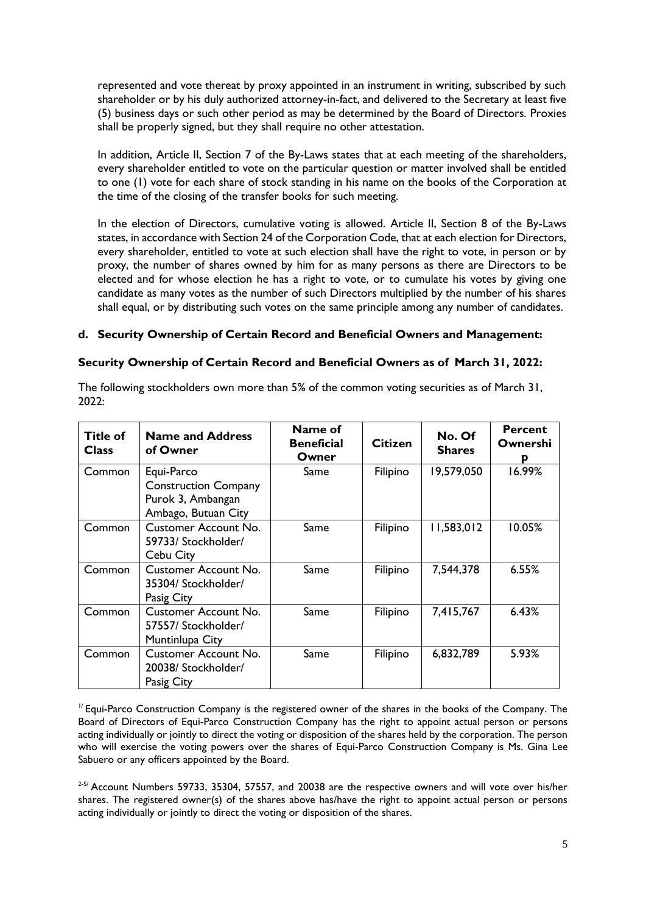represented and vote thereat by proxy appointed in an instrument in writing, subscribed by such shareholder or by his duly authorized attorney-in-fact, and delivered to the Secretary at least five (5) business days or such other period as may be determined by the Board of Directors. Proxies shall be properly signed, but they shall require no other attestation.

In addition, Article II, Section 7 of the By-Laws states that at each meeting of the shareholders, every shareholder entitled to vote on the particular question or matter involved shall be entitled to one (1) vote for each share of stock standing in his name on the books of the Corporation at the time of the closing of the transfer books for such meeting.

In the election of Directors, cumulative voting is allowed. Article II, Section 8 of the By-Laws states, in accordance with Section 24 of the Corporation Code, that at each election for Directors, every shareholder, entitled to vote at such election shall have the right to vote, in person or by proxy, the number of shares owned by him for as many persons as there are Directors to be elected and for whose election he has a right to vote, or to cumulate his votes by giving one candidate as many votes as the number of such Directors multiplied by the number of his shares shall equal, or by distributing such votes on the same principle among any number of candidates.

### d. Security Ownership of Certain Record and Beneficial Owners and Management:

**Security Ownership of Certain Record and Beneficial Owners as of March 31, 2022:**

The following stockholders own more than 5% of the common voting securities as of March 31, 2022:

| Title of Class | Name and Address of Owner | Name of Beneficial Owner | Citizen | No. Of Shares | Percent Ownership |
|---|---|---|---|---|---|
| Common | Equi-Parco Construction Company Purok 3, Ambangan Ambago, Butuan City | Same | Filipino | 19,579,050 | 16.99% |
| Common | Customer Account No. 59733/ Stockholder/ Cebu City | Same | Filipino | 11,583,012 | 10.05% |
| Common | Customer Account No. 35304/ Stockholder/ Pasig City | Same | Filipino | 7,544,378 | 6.55% |
| Common | Customer Account No. 57557/ Stockholder/ Muntinlupa City | Same | Filipino | 7,415,767 | 6.43% |
| Common | Customer Account No. 20038/ Stockholder/ Pasig City | Same | Filipino | 6,832,789 | 5.93% |

[1/] Equi-Parco Construction Company is the registered owner of the shares in the books of the Company. The Board of Directors of Equi-Parco Construction Company has the right to appoint actual person or persons acting individually or jointly to direct the voting or disposition of the shares held by the corporation. The person who will exercise the voting powers over the shares of Equi-Parco Construction Company is Ms. Gina Lee Sabuero or any officers appointed by the Board.

[2-5/] Account Numbers 59733, 35304, 57557, and 20038 are the respective owners and will vote over his/her shares. The registered owner(s) of the shares above has/have the right to appoint actual person or persons acting individually or jointly to direct the voting or disposition of the shares.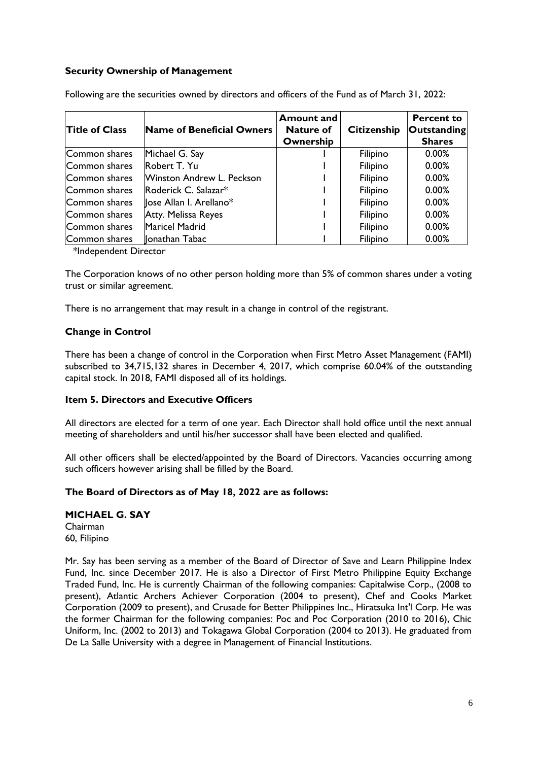**Security Ownership of Management**

Following are the securities owned by directors and officers of the Fund as of March 31, 2022:

| Title of Class | Name of Beneficial Owners | Amount and Nature of Ownership | Citizenship | Percent to Outstanding Shares |
|---|---|---|---|---|
| Common shares | Michael G. Say | 1 | Filipino | 0.00% |
| Common shares | Robert T. Yu | 1 | Filipino | 0.00% |
| Common shares | Winston Andrew L. Peckson | 1 | Filipino | 0.00% |
| Common shares | Roderick C. Salazar* | 1 | Filipino | 0.00% |
| Common shares | Jose Allan I. Arellano* | 1 | Filipino | 0.00% |
| Common shares | Atty. Melissa Reyes | 1 | Filipino | 0.00% |
| Common shares | Maricel Madrid | 1 | Filipino | 0.00% |
| Common shares | Jonathan Tabac | 1 | Filipino | 0.00% |

*Independent Director

The Corporation knows of no other person holding more than 5% of common shares under a voting trust or similar agreement.

There is no arrangement that may result in a change in control of the registrant.

**Change in Control**

There has been a change of control in the Corporation when First Metro Asset Management (FAMI) subscribed to 34,715,132 shares in December 4, 2017, which comprise 60.04% of the outstanding capital stock. In 2018, FAMI disposed all of its holdings.

**Item 5. Directors and Executive Officers**

All directors are elected for a term of one year. Each Director shall hold office until the next annual meeting of shareholders and until his/her successor shall have been elected and qualified.

All other officers shall be elected/appointed by the Board of Directors. Vacancies occurring among such officers however arising shall be filled by the Board.

**The Board of Directors as of May 18, 2022 are as follows:**

**MICHAEL G. SAY**
Chairman
60, Filipino

Mr. Say has been serving as a member of the Board of Director of Save and Learn Philippine Index Fund, Inc. since December 2017. He is also a Director of First Metro Philippine Equity Exchange Traded Fund, Inc. He is currently Chairman of the following companies: Capitalwise Corp., (2008 to present), Atlantic Archers Achiever Corporation (2004 to present), Chef and Cooks Market Corporation (2009 to present), and Crusade for Better Philippines Inc., Hiratsuka Int'l Corp. He was the former Chairman for the following companies: Poc and Poc Corporation (2010 to 2016), Chic Uniform, Inc. (2002 to 2013) and Tokagawa Global Corporation (2004 to 2013). He graduated from De La Salle University with a degree in Management of Financial Institutions.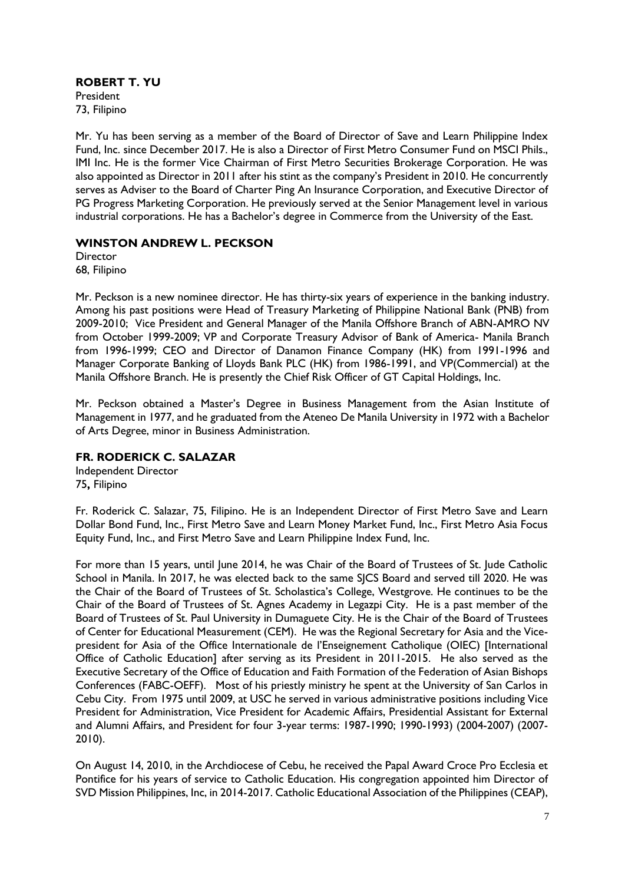**ROBERT T. YU**
President
73, Filipino

Mr. Yu has been serving as a member of the Board of Director of Save and Learn Philippine Index Fund, Inc. since December 2017. He is also a Director of First Metro Consumer Fund on MSCI Phils., IMI Inc. He is the former Vice Chairman of First Metro Securities Brokerage Corporation. He was also appointed as Director in 2011 after his stint as the company's President in 2010. He concurrently serves as Adviser to the Board of Charter Ping An Insurance Corporation, and Executive Director of PG Progress Marketing Corporation. He previously served at the Senior Management level in various industrial corporations. He has a Bachelor's degree in Commerce from the University of the East.

**WINSTON ANDREW L. PECKSON**
Director
68, Filipino

Mr. Peckson is a new nominee director. He has thirty-six years of experience in the banking industry. Among his past positions were Head of Treasury Marketing of Philippine National Bank (PNB) from 2009-2010; Vice President and General Manager of the Manila Offshore Branch of ABN-AMRO NV from October 1999-2009; VP and Corporate Treasury Advisor of Bank of America- Manila Branch from 1996-1999; CEO and Director of Danamon Finance Company (HK) from 1991-1996 and Manager Corporate Banking of Lloyds Bank PLC (HK) from 1986-1991, and VP(Commercial) at the Manila Offshore Branch. He is presently the Chief Risk Officer of GT Capital Holdings, Inc.

Mr. Peckson obtained a Master's Degree in Business Management from the Asian Institute of Management in 1977, and he graduated from the Ateneo De Manila University in 1972 with a Bachelor of Arts Degree, minor in Business Administration.

**FR. RODERICK C. SALAZAR**
Independent Director
75**,** Filipino

Fr. Roderick C. Salazar, 75, Filipino. He is an Independent Director of First Metro Save and Learn Dollar Bond Fund, Inc., First Metro Save and Learn Money Market Fund, Inc., First Metro Asia Focus Equity Fund, Inc., and First Metro Save and Learn Philippine Index Fund, Inc.

For more than 15 years, until June 2014, he was Chair of the Board of Trustees of St. Jude Catholic School in Manila. In 2017, he was elected back to the same SJCS Board and served till 2020. He was the Chair of the Board of Trustees of St. Scholastica's College, Westgrove. He continues to be the Chair of the Board of Trustees of St. Agnes Academy in Legazpi City. He is a past member of the Board of Trustees of St. Paul University in Dumaguete City. He is the Chair of the Board of Trustees of Center for Educational Measurement (CEM). He was the Regional Secretary for Asia and the Vice-president for Asia of the Office Internationale de l'Enseignement Catholique (OIEC) [International Office of Catholic Education] after serving as its President in 2011-2015. He also served as the Executive Secretary of the Office of Education and Faith Formation of the Federation of Asian Bishops Conferences (FABC-OEFF). Most of his priestly ministry he spent at the University of San Carlos in Cebu City. From 1975 until 2009, at USC he served in various administrative positions including Vice President for Administration, Vice President for Academic Affairs, Presidential Assistant for External and Alumni Affairs, and President for four 3-year terms: 1987-1990; 1990-1993) (2004-2007) (2007-2010).

On August 14, 2010, in the Archdiocese of Cebu, he received the Papal Award Croce Pro Ecclesia et Pontifice for his years of service to Catholic Education. His congregation appointed him Director of SVD Mission Philippines, Inc, in 2014-2017. Catholic Educational Association of the Philippines (CEAP),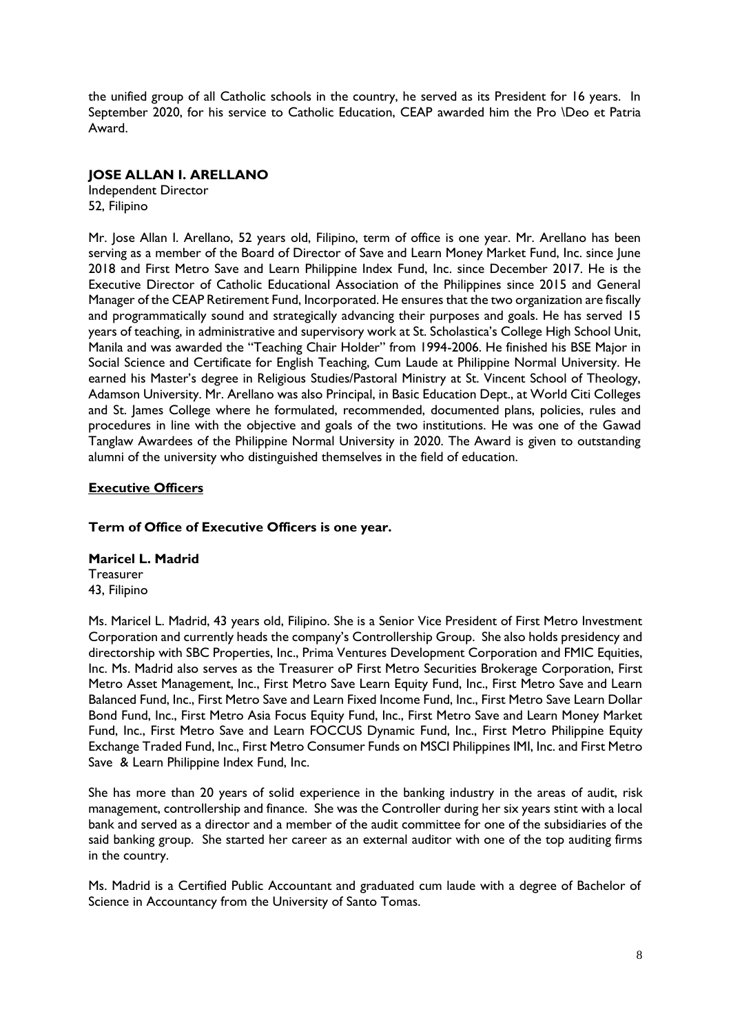the unified group of all Catholic schools in the country, he served as its President for 16 years. In September 2020, for his service to Catholic Education, CEAP awarded him the Pro \Deo et Patria Award.

**JOSE ALLAN I. ARELLANO**
Independent Director
52, Filipino

Mr. Jose Allan I. Arellano, 52 years old, Filipino, term of office is one year. Mr. Arellano has been serving as a member of the Board of Director of Save and Learn Money Market Fund, Inc. since June 2018 and First Metro Save and Learn Philippine Index Fund, Inc. since December 2017. He is the Executive Director of Catholic Educational Association of the Philippines since 2015 and General Manager of the CEAP Retirement Fund, Incorporated. He ensures that the two organization are fiscally and programmatically sound and strategically advancing their purposes and goals. He has served 15 years of teaching, in administrative and supervisory work at St. Scholastica's College High School Unit, Manila and was awarded the "Teaching Chair Holder" from 1994-2006. He finished his BSE Major in Social Science and Certificate for English Teaching, Cum Laude at Philippine Normal University. He earned his Master's degree in Religious Studies/Pastoral Ministry at St. Vincent School of Theology, Adamson University. Mr. Arellano was also Principal, in Basic Education Dept., at World Citi Colleges and St. James College where he formulated, recommended, documented plans, policies, rules and procedures in line with the objective and goals of the two institutions. He was one of the Gawad Tanglaw Awardees of the Philippine Normal University in 2020. The Award is given to outstanding alumni of the university who distinguished themselves in the field of education.

**Executive Officers**

**Term of Office of Executive Officers is one year.**

**Maricel L. Madrid**
Treasurer
43, Filipino

Ms. Maricel L. Madrid, 43 years old, Filipino. She is a Senior Vice President of First Metro Investment Corporation and currently heads the company's Controllership Group. She also holds presidency and directorship with SBC Properties, Inc., Prima Ventures Development Corporation and FMIC Equities, Inc. Ms. Madrid also serves as the Treasurer oP First Metro Securities Brokerage Corporation, First Metro Asset Management, Inc., First Metro Save Learn Equity Fund, Inc., First Metro Save and Learn Balanced Fund, Inc., First Metro Save and Learn Fixed Income Fund, Inc., First Metro Save Learn Dollar Bond Fund, Inc., First Metro Asia Focus Equity Fund, Inc., First Metro Save and Learn Money Market Fund, Inc., First Metro Save and Learn FOCCUS Dynamic Fund, Inc., First Metro Philippine Equity Exchange Traded Fund, Inc., First Metro Consumer Funds on MSCI Philippines IMI, Inc. and First Metro Save & Learn Philippine Index Fund, Inc.

She has more than 20 years of solid experience in the banking industry in the areas of audit, risk management, controllership and finance. She was the Controller during her six years stint with a local bank and served as a director and a member of the audit committee for one of the subsidiaries of the said banking group. She started her career as an external auditor with one of the top auditing firms in the country.

Ms. Madrid is a Certified Public Accountant and graduated cum laude with a degree of Bachelor of Science in Accountancy from the University of Santo Tomas.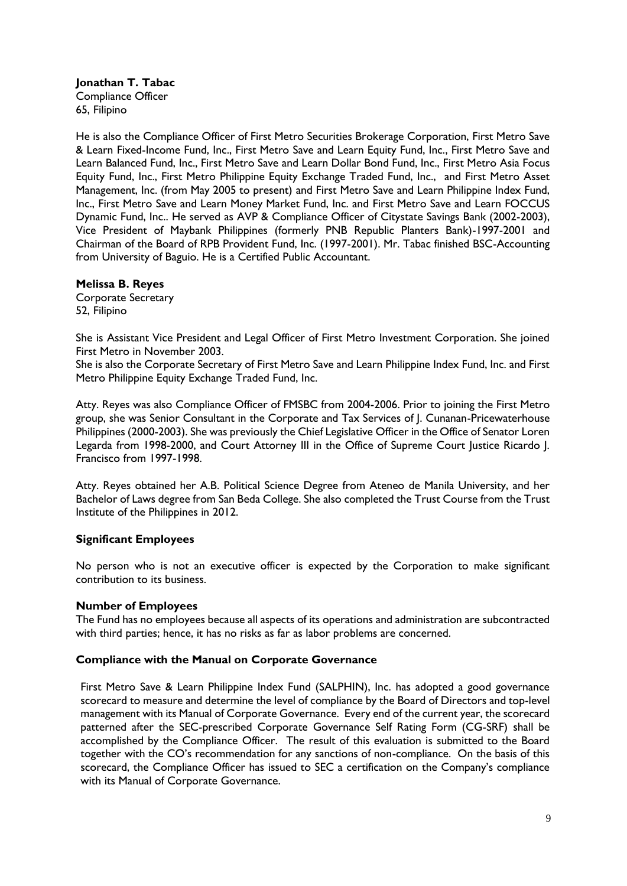**Jonathan T. Tabac**
Compliance Officer
65, Filipino

He is also the Compliance Officer of First Metro Securities Brokerage Corporation, First Metro Save & Learn Fixed-Income Fund, Inc., First Metro Save and Learn Equity Fund, Inc., First Metro Save and Learn Balanced Fund, Inc., First Metro Save and Learn Dollar Bond Fund, Inc., First Metro Asia Focus Equity Fund, Inc., First Metro Philippine Equity Exchange Traded Fund, Inc., and First Metro Asset Management, Inc. (from May 2005 to present) and First Metro Save and Learn Philippine Index Fund, Inc., First Metro Save and Learn Money Market Fund, Inc. and First Metro Save and Learn FOCCUS Dynamic Fund, Inc.. He served as AVP & Compliance Officer of Citystate Savings Bank (2002-2003), Vice President of Maybank Philippines (formerly PNB Republic Planters Bank)-1997-2001 and Chairman of the Board of RPB Provident Fund, Inc. (1997-2001). Mr. Tabac finished BSC-Accounting from University of Baguio. He is a Certified Public Accountant.

**Melissa B. Reyes**
Corporate Secretary
52, Filipino

She is Assistant Vice President and Legal Officer of First Metro Investment Corporation. She joined First Metro in November 2003.
She is also the Corporate Secretary of First Metro Save and Learn Philippine Index Fund, Inc. and First Metro Philippine Equity Exchange Traded Fund, Inc.

Atty. Reyes was also Compliance Officer of FMSBC from 2004-2006. Prior to joining the First Metro group, she was Senior Consultant in the Corporate and Tax Services of J. Cunanan-Pricewaterhouse Philippines (2000-2003). She was previously the Chief Legislative Officer in the Office of Senator Loren Legarda from 1998-2000, and Court Attorney III in the Office of Supreme Court Justice Ricardo J. Francisco from 1997-1998.

Atty. Reyes obtained her A.B. Political Science Degree from Ateneo de Manila University, and her Bachelor of Laws degree from San Beda College. She also completed the Trust Course from the Trust Institute of the Philippines in 2012.

**Significant Employees**

No person who is not an executive officer is expected by the Corporation to make significant contribution to its business.

**Number of Employees**

The Fund has no employees because all aspects of its operations and administration are subcontracted with third parties; hence, it has no risks as far as labor problems are concerned.

**Compliance with the Manual on Corporate Governance**

First Metro Save & Learn Philippine Index Fund (SALPHIN), Inc. has adopted a good governance scorecard to measure and determine the level of compliance by the Board of Directors and top-level management with its Manual of Corporate Governance. Every end of the current year, the scorecard patterned after the SEC-prescribed Corporate Governance Self Rating Form (CG-SRF) shall be accomplished by the Compliance Officer. The result of this evaluation is submitted to the Board together with the CO's recommendation for any sanctions of non-compliance. On the basis of this scorecard, the Compliance Officer has issued to SEC a certification on the Company's compliance with its Manual of Corporate Governance.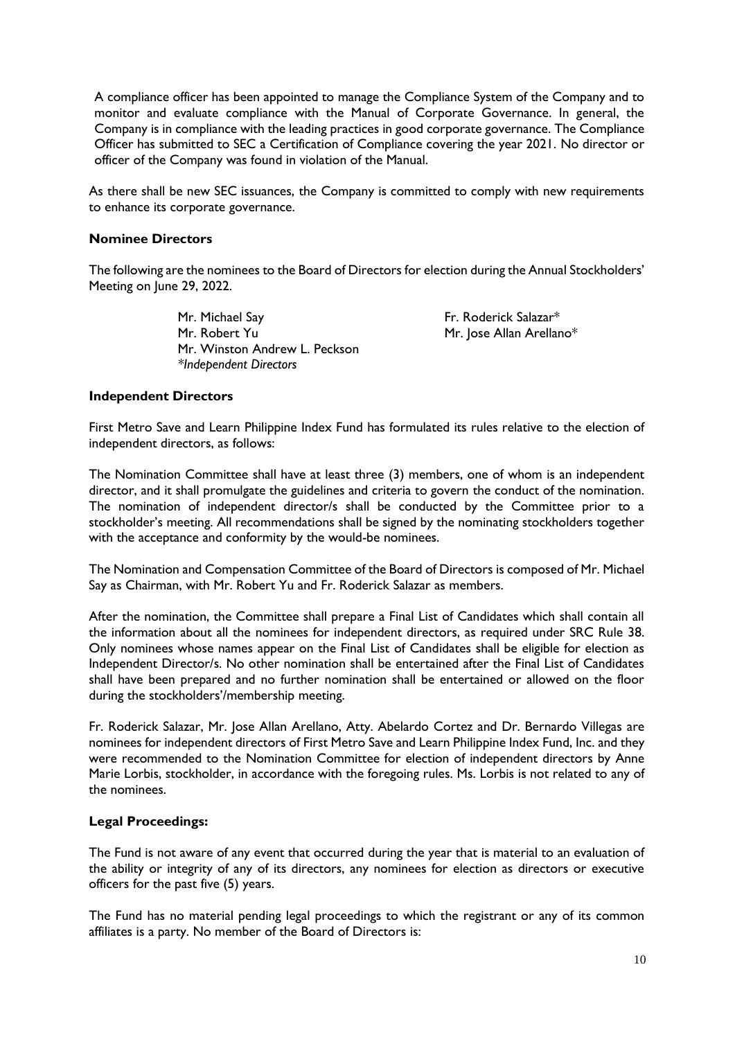A compliance officer has been appointed to manage the Compliance System of the Company and to monitor and evaluate compliance with the Manual of Corporate Governance. In general, the Company is in compliance with the leading practices in good corporate governance. The Compliance Officer has submitted to SEC a Certification of Compliance covering the year 2021. No director or officer of the Company was found in violation of the Manual.

As there shall be new SEC issuances, the Company is committed to comply with new requirements to enhance its corporate governance.

**Nominee Directors**

The following are the nominees to the Board of Directors for election during the Annual Stockholders' Meeting on June 29, 2022.

Mr. Michael Say
Mr. Robert Yu
Mr. Winston Andrew L. Peckson
Fr. Roderick Salazar*
Mr. Jose Allan Arellano*

*\*Independent Directors*

**Independent Directors**

First Metro Save and Learn Philippine Index Fund has formulated its rules relative to the election of independent directors, as follows:

The Nomination Committee shall have at least three (3) members, one of whom is an independent director, and it shall promulgate the guidelines and criteria to govern the conduct of the nomination. The nomination of independent director/s shall be conducted by the Committee prior to a stockholder's meeting. All recommendations shall be signed by the nominating stockholders together with the acceptance and conformity by the would-be nominees.

The Nomination and Compensation Committee of the Board of Directors is composed of Mr. Michael Say as Chairman, with Mr. Robert Yu and Fr. Roderick Salazar as members.

After the nomination, the Committee shall prepare a Final List of Candidates which shall contain all the information about all the nominees for independent directors, as required under SRC Rule 38. Only nominees whose names appear on the Final List of Candidates shall be eligible for election as Independent Director/s. No other nomination shall be entertained after the Final List of Candidates shall have been prepared and no further nomination shall be entertained or allowed on the floor during the stockholders'/membership meeting.

Fr. Roderick Salazar, Mr. Jose Allan Arellano, Atty. Abelardo Cortez and Dr. Bernardo Villegas are nominees for independent directors of First Metro Save and Learn Philippine Index Fund, Inc. and they were recommended to the Nomination Committee for election of independent directors by Anne Marie Lorbis, stockholder, in accordance with the foregoing rules. Ms. Lorbis is not related to any of the nominees.

**Legal Proceedings:**

The Fund is not aware of any event that occurred during the year that is material to an evaluation of the ability or integrity of any of its directors, any nominees for election as directors or executive officers for the past five (5) years.

The Fund has no material pending legal proceedings to which the registrant or any of its common affiliates is a party. No member of the Board of Directors is: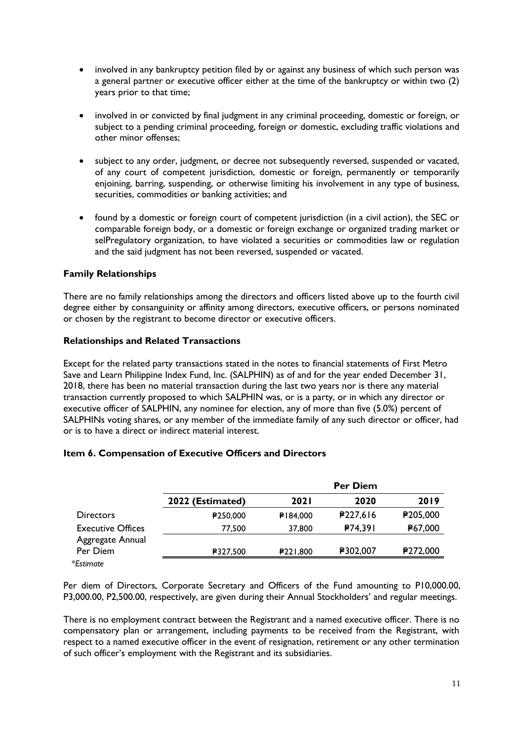- involved in any bankruptcy petition filed by or against any business of which such person was a general partner or executive officer either at the time of the bankruptcy or within two (2) years prior to that time;

- involved in or convicted by final judgment in any criminal proceeding, domestic or foreign, or subject to a pending criminal proceeding, foreign or domestic, excluding traffic violations and other minor offenses;

- subject to any order, judgment, or decree not subsequently reversed, suspended or vacated, of any court of competent jurisdiction, domestic or foreign, permanently or temporarily enjoining, barring, suspending, or otherwise limiting his involvement in any type of business, securities, commodities or banking activities; and

- found by a domestic or foreign court of competent jurisdiction (in a civil action), the SEC or comparable foreign body, or a domestic or foreign exchange or organized trading market or selPregulatory organization, to have violated a securities or commodities law or regulation and the said judgment has not been reversed, suspended or vacated.

**Family Relationships**

There are no family relationships among the directors and officers listed above up to the fourth civil degree either by consanguinity or affinity among directors, executive officers, or persons nominated or chosen by the registrant to become director or executive officers.

**Relationships and Related Transactions**

Except for the related party transactions stated in the notes to financial statements of First Metro Save and Learn Philippine Index Fund, Inc. (SALPHIN) as of and for the year ended December 31, 2018, there has been no material transaction during the last two years nor is there any material transaction currently proposed to which SALPHIN was, or is a party, or in which any director or executive officer of SALPHIN, any nominee for election, any of more than five (5.0%) percent of SALPHINs voting shares, or any member of the immediate family of any such director or officer, had or is to have a direct or indirect material interest.

**Item 6. Compensation of Executive Officers and Directors**

| | Per Diem | | | |
|---|---|---|---|---|
| | **2022 (Estimated)** | **2021** | **2020** | **2019** |
| Directors | ₱250,000 | ₱184,000 | ₱227,616 | ₱205,000 |
| Executive Offices | 77,500 | 37,800 | ₱74,391 | ₱67,000 |
| Aggregate Annual Per Diem | ₱327,500 | ₱221,800 | ₱302,007 | ₱272,000 |

*\*Estimate*

Per diem of Directors, Corporate Secretary and Officers of the Fund amounting to P10,000.00, P3,000.00, P2,500.00, respectively, are given during their Annual Stockholders' and regular meetings.

There is no employment contract between the Registrant and a named executive officer. There is no compensatory plan or arrangement, including payments to be received from the Registrant, with respect to a named executive officer in the event of resignation, retirement or any other termination of such officer's employment with the Registrant and its subsidiaries.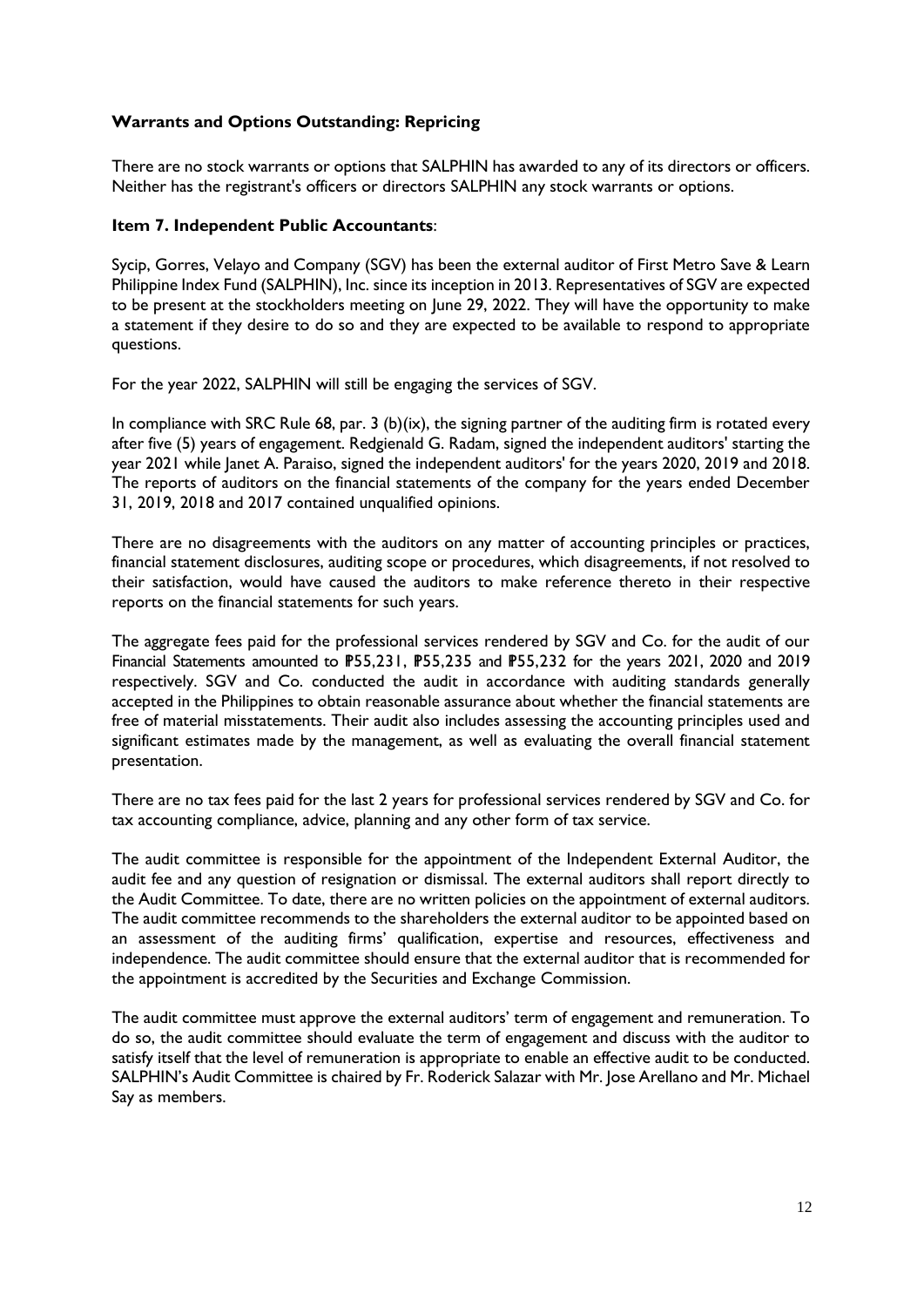**Warrants and Options Outstanding: Repricing**

There are no stock warrants or options that SALPHIN has awarded to any of its directors or officers. Neither has the registrant's officers or directors SALPHIN any stock warrants or options.

**Item 7. Independent Public Accountants**:

Sycip, Gorres, Velayo and Company (SGV) has been the external auditor of First Metro Save & Learn Philippine Index Fund (SALPHIN), Inc. since its inception in 2013. Representatives of SGV are expected to be present at the stockholders meeting on June 29, 2022. They will have the opportunity to make a statement if they desire to do so and they are expected to be available to respond to appropriate questions.

For the year 2022, SALPHIN will still be engaging the services of SGV.

In compliance with SRC Rule 68, par. 3 (b)(ix), the signing partner of the auditing firm is rotated every after five (5) years of engagement. Redgienald G. Radam, signed the independent auditors' starting the year 2021 while Janet A. Paraiso, signed the independent auditors' for the years 2020, 2019 and 2018. The reports of auditors on the financial statements of the company for the years ended December 31, 2019, 2018 and 2017 contained unqualified opinions.

There are no disagreements with the auditors on any matter of accounting principles or practices, financial statement disclosures, auditing scope or procedures, which disagreements, if not resolved to their satisfaction, would have caused the auditors to make reference thereto in their respective reports on the financial statements for such years.

The aggregate fees paid for the professional services rendered by SGV and Co. for the audit of our Financial Statements amounted to ₱55,231, ₱55,235 and ₱55,232 for the years 2021, 2020 and 2019 respectively. SGV and Co. conducted the audit in accordance with auditing standards generally accepted in the Philippines to obtain reasonable assurance about whether the financial statements are free of material misstatements. Their audit also includes assessing the accounting principles used and significant estimates made by the management, as well as evaluating the overall financial statement presentation.

There are no tax fees paid for the last 2 years for professional services rendered by SGV and Co. for tax accounting compliance, advice, planning and any other form of tax service.

The audit committee is responsible for the appointment of the Independent External Auditor, the audit fee and any question of resignation or dismissal. The external auditors shall report directly to the Audit Committee. To date, there are no written policies on the appointment of external auditors. The audit committee recommends to the shareholders the external auditor to be appointed based on an assessment of the auditing firms' qualification, expertise and resources, effectiveness and independence. The audit committee should ensure that the external auditor that is recommended for the appointment is accredited by the Securities and Exchange Commission.

The audit committee must approve the external auditors' term of engagement and remuneration. To do so, the audit committee should evaluate the term of engagement and discuss with the auditor to satisfy itself that the level of remuneration is appropriate to enable an effective audit to be conducted. SALPHIN's Audit Committee is chaired by Fr. Roderick Salazar with Mr. Jose Arellano and Mr. Michael Say as members.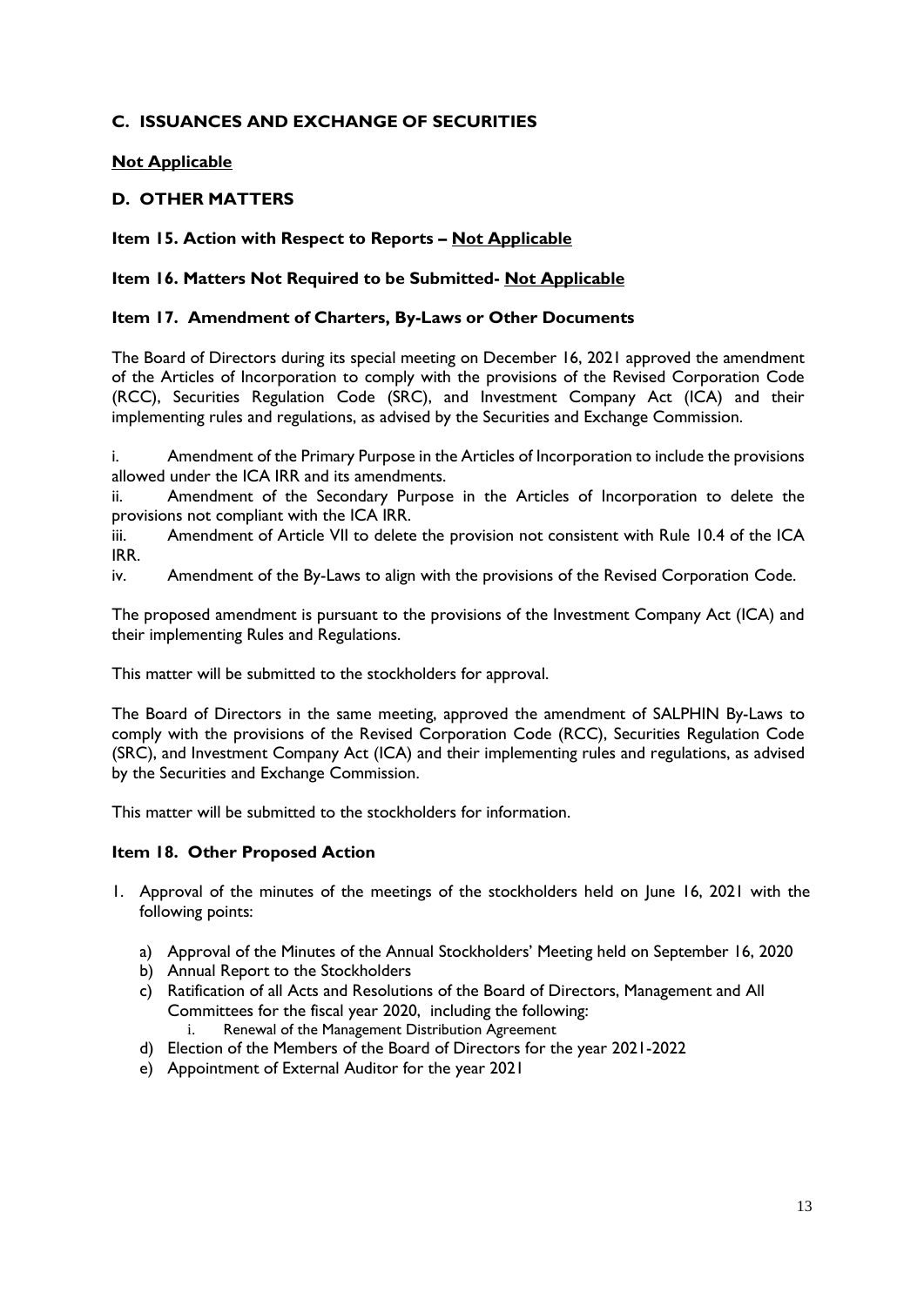## C. ISSUANCES AND EXCHANGE OF SECURITIES

**Not Applicable**

## D. OTHER MATTERS

### Item 15. Action with Respect to Reports – Not Applicable

### Item 16. Matters Not Required to be Submitted- Not Applicable

### Item 17. Amendment of Charters, By-Laws or Other Documents

The Board of Directors during its special meeting on December 16, 2021 approved the amendment of the Articles of Incorporation to comply with the provisions of the Revised Corporation Code (RCC), Securities Regulation Code (SRC), and Investment Company Act (ICA) and their implementing rules and regulations, as advised by the Securities and Exchange Commission.

i. Amendment of the Primary Purpose in the Articles of Incorporation to include the provisions allowed under the ICA IRR and its amendments.

ii. Amendment of the Secondary Purpose in the Articles of Incorporation to delete the provisions not compliant with the ICA IRR.

iii. Amendment of Article VII to delete the provision not consistent with Rule 10.4 of the ICA IRR.

iv. Amendment of the By-Laws to align with the provisions of the Revised Corporation Code.

The proposed amendment is pursuant to the provisions of the Investment Company Act (ICA) and their implementing Rules and Regulations.

This matter will be submitted to the stockholders for approval.

The Board of Directors in the same meeting, approved the amendment of SALPHIN By-Laws to comply with the provisions of the Revised Corporation Code (RCC), Securities Regulation Code (SRC), and Investment Company Act (ICA) and their implementing rules and regulations, as advised by the Securities and Exchange Commission.

This matter will be submitted to the stockholders for information.

### Item 18. Other Proposed Action

1. Approval of the minutes of the meetings of the stockholders held on June 16, 2021 with the following points:

   a) Approval of the Minutes of the Annual Stockholders' Meeting held on September 16, 2020
   b) Annual Report to the Stockholders
   c) Ratification of all Acts and Resolutions of the Board of Directors, Management and All Committees for the fiscal year 2020, including the following:
      i. Renewal of the Management Distribution Agreement
   d) Election of the Members of the Board of Directors for the year 2021-2022
   e) Appointment of External Auditor for the year 2021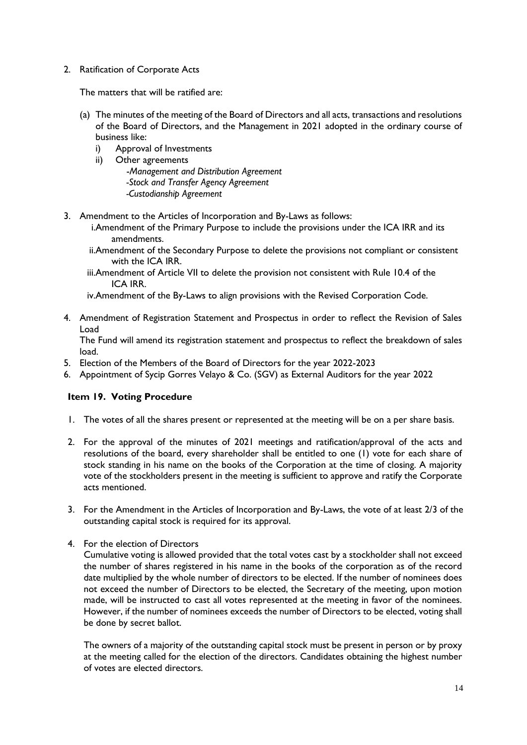2. Ratification of Corporate Acts

   The matters that will be ratified are:

   (a) The minutes of the meeting of the Board of Directors and all acts, transactions and resolutions of the Board of Directors, and the Management in 2021 adopted in the ordinary course of business like:
      i) Approval of Investments
      ii) Other agreements
         -*Management and Distribution Agreement*
         -*Stock and Transfer Agency Agreement*
         -*Custodianship Agreement*

3. Amendment to the Articles of Incorporation and By-Laws as follows:
   i. Amendment of the Primary Purpose to include the provisions under the ICA IRR and its amendments.
   ii. Amendment of the Secondary Purpose to delete the provisions not compliant or consistent with the ICA IRR.
   iii. Amendment of Article VII to delete the provision not consistent with Rule 10.4 of the ICA IRR.
   iv. Amendment of the By-Laws to align provisions with the Revised Corporation Code.

4. Amendment of Registration Statement and Prospectus in order to reflect the Revision of Sales Load
   The Fund will amend its registration statement and prospectus to reflect the breakdown of sales load.
5. Election of the Members of the Board of Directors for the year 2022-2023
6. Appointment of Sycip Gorres Velayo & Co. (SGV) as External Auditors for the year 2022

### Item 19. Voting Procedure

1. The votes of all the shares present or represented at the meeting will be on a per share basis.

2. For the approval of the minutes of 2021 meetings and ratification/approval of the acts and resolutions of the board, every shareholder shall be entitled to one (1) vote for each share of stock standing in his name on the books of the Corporation at the time of closing. A majority vote of the stockholders present in the meeting is sufficient to approve and ratify the Corporate acts mentioned.

3. For the Amendment in the Articles of Incorporation and By-Laws, the vote of at least 2/3 of the outstanding capital stock is required for its approval.

4. For the election of Directors
   Cumulative voting is allowed provided that the total votes cast by a stockholder shall not exceed the number of shares registered in his name in the books of the corporation as of the record date multiplied by the whole number of directors to be elected. If the number of nominees does not exceed the number of Directors to be elected, the Secretary of the meeting, upon motion made, will be instructed to cast all votes represented at the meeting in favor of the nominees. However, if the number of nominees exceeds the number of Directors to be elected, voting shall be done by secret ballot.

   The owners of a majority of the outstanding capital stock must be present in person or by proxy at the meeting called for the election of the directors. Candidates obtaining the highest number of votes are elected directors.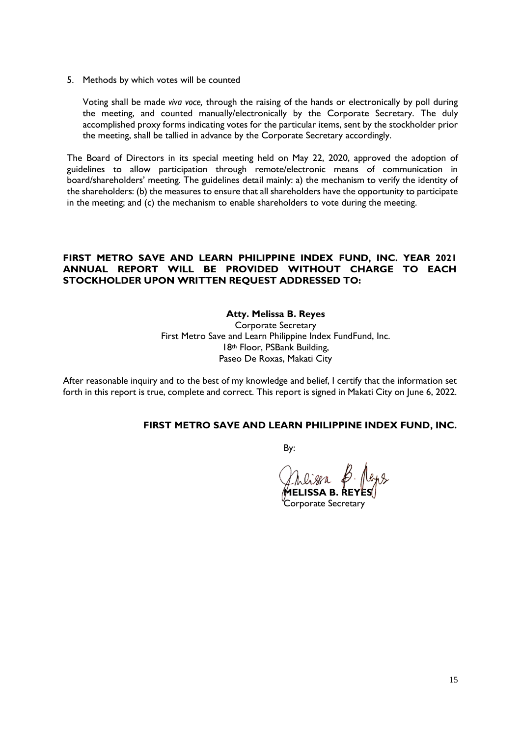5. Methods by which votes will be counted

   Voting shall be made *viva voce,* through the raising of the hands or electronically by poll during the meeting, and counted manually/electronically by the Corporate Secretary. The duly accomplished proxy forms indicating votes for the particular items, sent by the stockholder prior the meeting, shall be tallied in advance by the Corporate Secretary accordingly.

The Board of Directors in its special meeting held on May 22, 2020, approved the adoption of guidelines to allow participation through remote/electronic means of communication in board/shareholders' meeting. The guidelines detail mainly: a) the mechanism to verify the identity of the shareholders: (b) the measures to ensure that all shareholders have the opportunity to participate in the meeting; and (c) the mechanism to enable shareholders to vote during the meeting.

**FIRST METRO SAVE AND LEARN PHILIPPINE INDEX FUND, INC. YEAR 2021 ANNUAL REPORT WILL BE PROVIDED WITHOUT CHARGE TO EACH STOCKHOLDER UPON WRITTEN REQUEST ADDRESSED TO:**

**Atty. Melissa B. Reyes**
Corporate Secretary
First Metro Save and Learn Philippine Index FundFund, Inc.
18th Floor, PSBank Building,
Paseo De Roxas, Makati City

After reasonable inquiry and to the best of my knowledge and belief, I certify that the information set forth in this report is true, complete and correct. This report is signed in Makati City on June 6, 2022.

**FIRST METRO SAVE AND LEARN PHILIPPINE INDEX FUND, INC.**

By:

**MELISSA B. REYES**
Corporate Secretary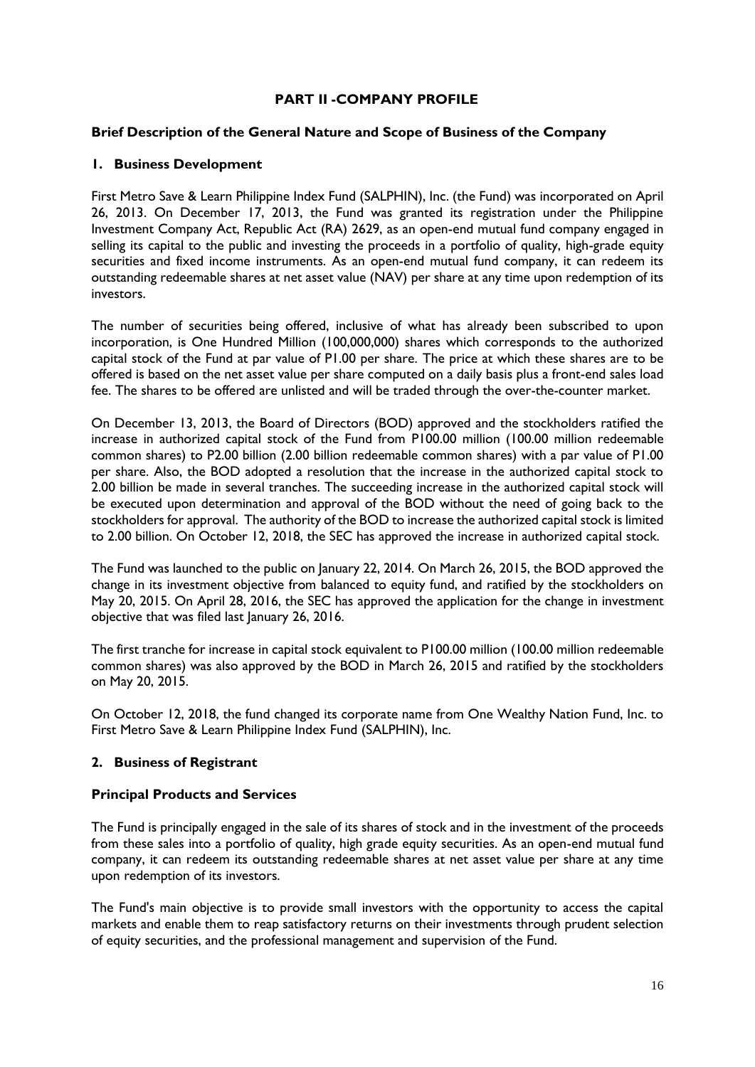# PART II -COMPANY PROFILE

## Brief Description of the General Nature and Scope of Business of the Company

### 1. Business Development

First Metro Save & Learn Philippine Index Fund (SALPHIN), Inc. (the Fund) was incorporated on April 26, 2013. On December 17, 2013, the Fund was granted its registration under the Philippine Investment Company Act, Republic Act (RA) 2629, as an open-end mutual fund company engaged in selling its capital to the public and investing the proceeds in a portfolio of quality, high-grade equity securities and fixed income instruments. As an open-end mutual fund company, it can redeem its outstanding redeemable shares at net asset value (NAV) per share at any time upon redemption of its investors.

The number of securities being offered, inclusive of what has already been subscribed to upon incorporation, is One Hundred Million (100,000,000) shares which corresponds to the authorized capital stock of the Fund at par value of P1.00 per share. The price at which these shares are to be offered is based on the net asset value per share computed on a daily basis plus a front-end sales load fee. The shares to be offered are unlisted and will be traded through the over-the-counter market.

On December 13, 2013, the Board of Directors (BOD) approved and the stockholders ratified the increase in authorized capital stock of the Fund from P100.00 million (100.00 million redeemable common shares) to P2.00 billion (2.00 billion redeemable common shares) with a par value of P1.00 per share. Also, the BOD adopted a resolution that the increase in the authorized capital stock to 2.00 billion be made in several tranches. The succeeding increase in the authorized capital stock will be executed upon determination and approval of the BOD without the need of going back to the stockholders for approval. The authority of the BOD to increase the authorized capital stock is limited to 2.00 billion. On October 12, 2018, the SEC has approved the increase in authorized capital stock.

The Fund was launched to the public on January 22, 2014. On March 26, 2015, the BOD approved the change in its investment objective from balanced to equity fund, and ratified by the stockholders on May 20, 2015. On April 28, 2016, the SEC has approved the application for the change in investment objective that was filed last January 26, 2016.

The first tranche for increase in capital stock equivalent to P100.00 million (100.00 million redeemable common shares) was also approved by the BOD in March 26, 2015 and ratified by the stockholders on May 20, 2015.

On October 12, 2018, the fund changed its corporate name from One Wealthy Nation Fund, Inc. to First Metro Save & Learn Philippine Index Fund (SALPHIN), Inc.

### 2. Business of Registrant

**Principal Products and Services**

The Fund is principally engaged in the sale of its shares of stock and in the investment of the proceeds from these sales into a portfolio of quality, high grade equity securities. As an open-end mutual fund company, it can redeem its outstanding redeemable shares at net asset value per share at any time upon redemption of its investors.

The Fund's main objective is to provide small investors with the opportunity to access the capital markets and enable them to reap satisfactory returns on their investments through prudent selection of equity securities, and the professional management and supervision of the Fund.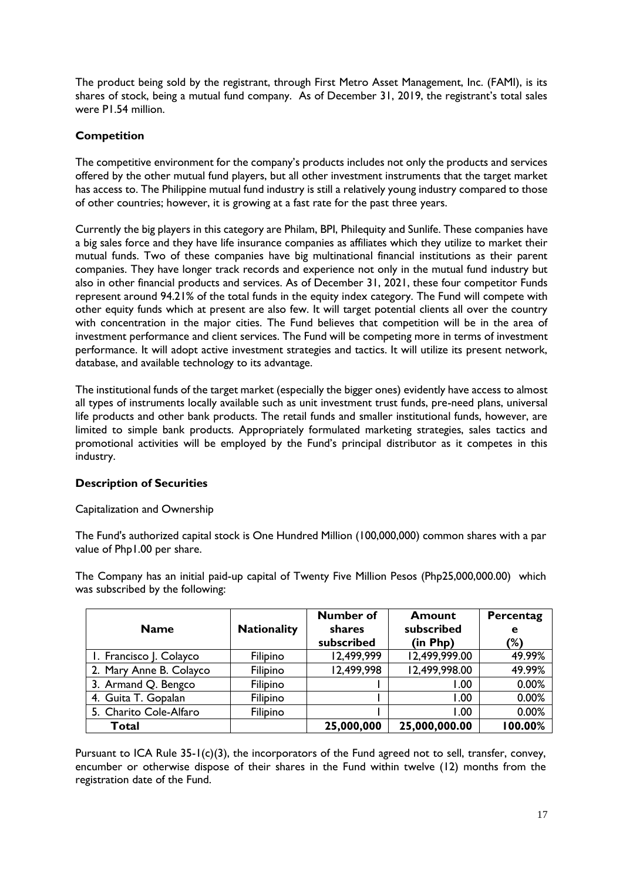The product being sold by the registrant, through First Metro Asset Management, Inc. (FAMI), is its shares of stock, being a mutual fund company. As of December 31, 2019, the registrant's total sales were P1.54 million.

**Competition**

The competitive environment for the company's products includes not only the products and services offered by the other mutual fund players, but all other investment instruments that the target market has access to. The Philippine mutual fund industry is still a relatively young industry compared to those of other countries; however, it is growing at a fast rate for the past three years.

Currently the big players in this category are Philam, BPI, Philequity and Sunlife. These companies have a big sales force and they have life insurance companies as affiliates which they utilize to market their mutual funds. Two of these companies have big multinational financial institutions as their parent companies. They have longer track records and experience not only in the mutual fund industry but also in other financial products and services. As of December 31, 2021, these four competitor Funds represent around 94.21% of the total funds in the equity index category. The Fund will compete with other equity funds which at present are also few. It will target potential clients all over the country with concentration in the major cities. The Fund believes that competition will be in the area of investment performance and client services. The Fund will be competing more in terms of investment performance. It will adopt active investment strategies and tactics. It will utilize its present network, database, and available technology to its advantage.

The institutional funds of the target market (especially the bigger ones) evidently have access to almost all types of instruments locally available such as unit investment trust funds, pre-need plans, universal life products and other bank products. The retail funds and smaller institutional funds, however, are limited to simple bank products. Appropriately formulated marketing strategies, sales tactics and promotional activities will be employed by the Fund's principal distributor as it competes in this industry.

**Description of Securities**

Capitalization and Ownership

The Fund's authorized capital stock is One Hundred Million (100,000,000) common shares with a par value of Php1.00 per share.

The Company has an initial paid-up capital of Twenty Five Million Pesos (Php25,000,000.00) which was subscribed by the following:

| Name | Nationality | Number of shares subscribed | Amount subscribed (in Php) | Percentage (%) |
|---|---|---|---|---|
| 1. Francisco J. Colayco | Filipino | 12,499,999 | 12,499,999.00 | 49.99% |
| 2. Mary Anne B. Colayco | Filipino | 12,499,998 | 12,499,998.00 | 49.99% |
| 3. Armand Q. Bengco | Filipino | 1 | 1.00 | 0.00% |
| 4. Guita T. Gopalan | Filipino | 1 | 1.00 | 0.00% |
| 5. Charito Cole-Alfaro | Filipino | 1 | 1.00 | 0.00% |
| **Total** | | **25,000,000** | **25,000,000.00** | **100.00%** |

Pursuant to ICA Rule 35-1(c)(3), the incorporators of the Fund agreed not to sell, transfer, convey, encumber or otherwise dispose of their shares in the Fund within twelve (12) months from the registration date of the Fund.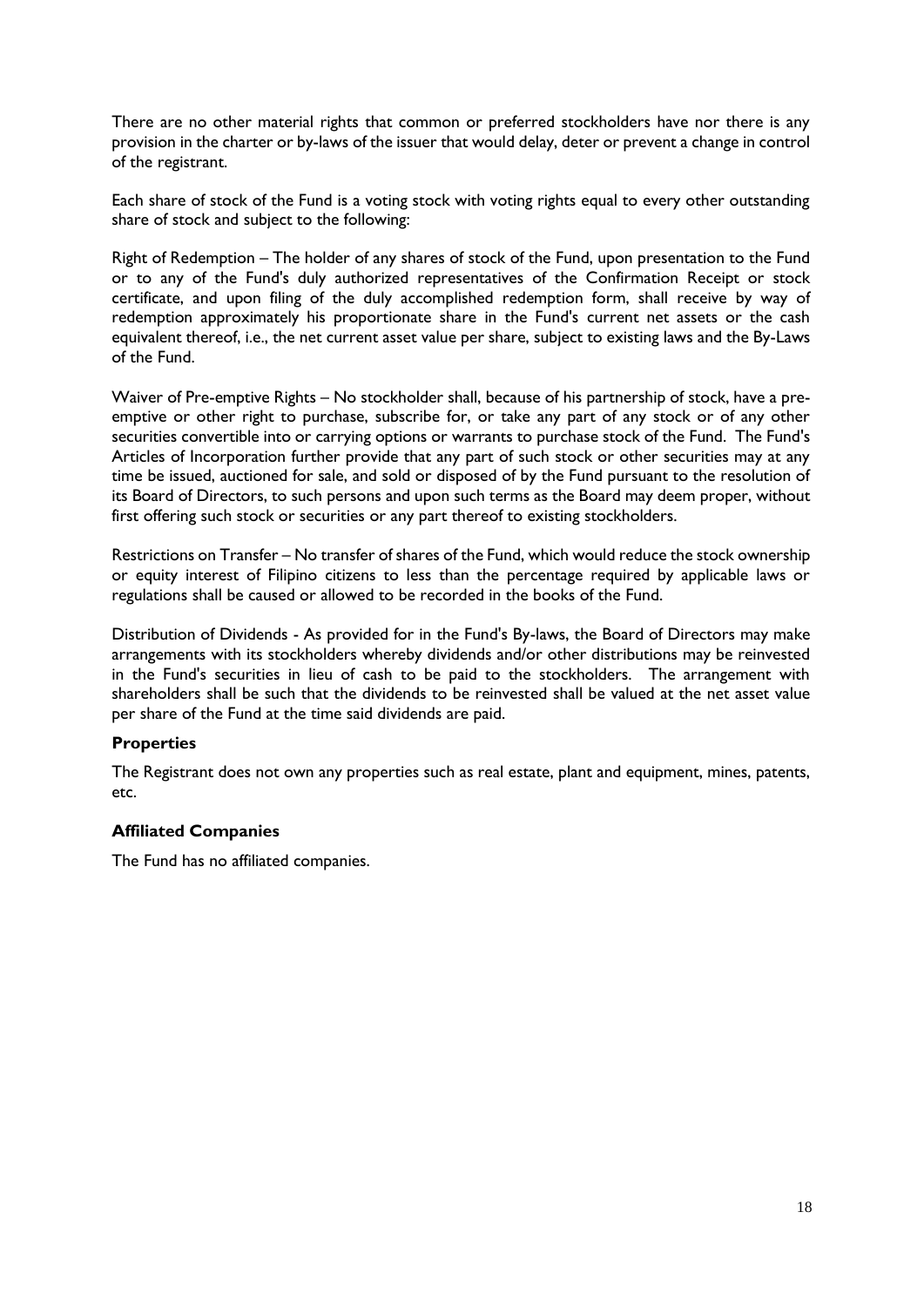There are no other material rights that common or preferred stockholders have nor there is any provision in the charter or by-laws of the issuer that would delay, deter or prevent a change in control of the registrant.

Each share of stock of the Fund is a voting stock with voting rights equal to every other outstanding share of stock and subject to the following:

Right of Redemption – The holder of any shares of stock of the Fund, upon presentation to the Fund or to any of the Fund's duly authorized representatives of the Confirmation Receipt or stock certificate, and upon filing of the duly accomplished redemption form, shall receive by way of redemption approximately his proportionate share in the Fund's current net assets or the cash equivalent thereof, i.e., the net current asset value per share, subject to existing laws and the By-Laws of the Fund.

Waiver of Pre-emptive Rights – No stockholder shall, because of his partnership of stock, have a pre-emptive or other right to purchase, subscribe for, or take any part of any stock or of any other securities convertible into or carrying options or warrants to purchase stock of the Fund. The Fund's Articles of Incorporation further provide that any part of such stock or other securities may at any time be issued, auctioned for sale, and sold or disposed of by the Fund pursuant to the resolution of its Board of Directors, to such persons and upon such terms as the Board may deem proper, without first offering such stock or securities or any part thereof to existing stockholders.

Restrictions on Transfer – No transfer of shares of the Fund, which would reduce the stock ownership or equity interest of Filipino citizens to less than the percentage required by applicable laws or regulations shall be caused or allowed to be recorded in the books of the Fund.

Distribution of Dividends - As provided for in the Fund's By-laws, the Board of Directors may make arrangements with its stockholders whereby dividends and/or other distributions may be reinvested in the Fund's securities in lieu of cash to be paid to the stockholders. The arrangement with shareholders shall be such that the dividends to be reinvested shall be valued at the net asset value per share of the Fund at the time said dividends are paid.

### Properties

The Registrant does not own any properties such as real estate, plant and equipment, mines, patents, etc.

### Affiliated Companies

The Fund has no affiliated companies.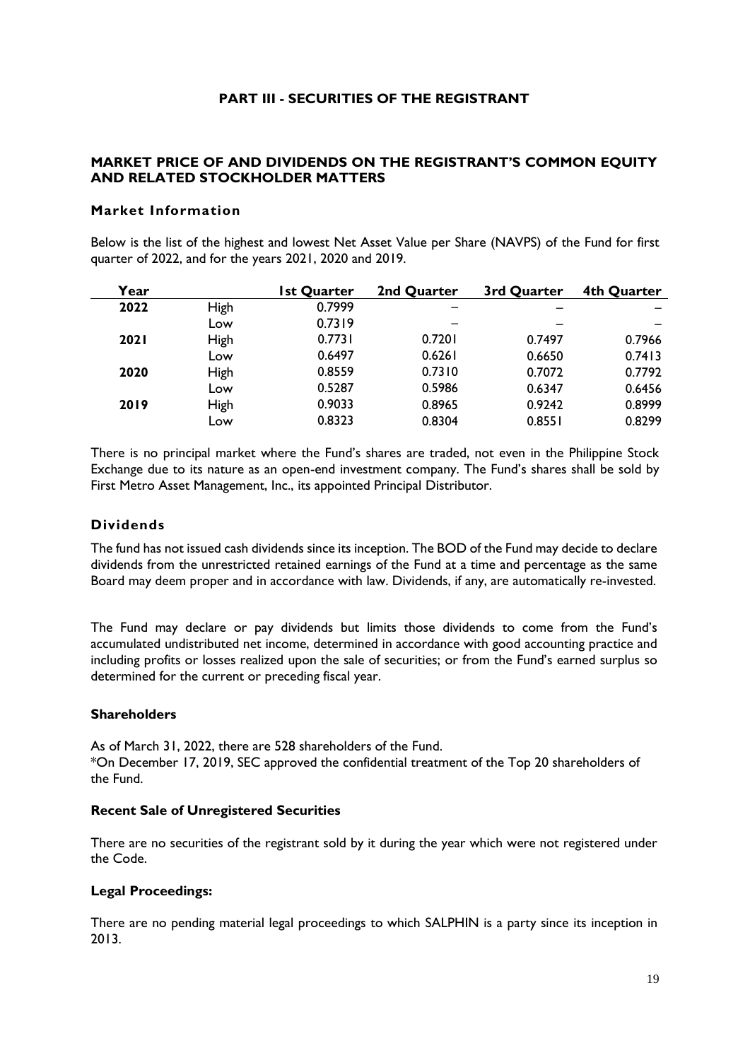# PART III - SECURITIES OF THE REGISTRANT

## MARKET PRICE OF AND DIVIDENDS ON THE REGISTRANT'S COMMON EQUITY AND RELATED STOCKHOLDER MATTERS

### Market Information

Below is the list of the highest and lowest Net Asset Value per Share (NAVPS) of the Fund for first quarter of 2022, and for the years 2021, 2020 and 2019.

| Year | | 1st Quarter | 2nd Quarter | 3rd Quarter | 4th Quarter |
|---|---|---|---|---|---|
| **2022** | High | 0.7999 | – | – | – |
| | Low | 0.7319 | – | – | – |
| **2021** | High | 0.7731 | 0.7201 | 0.7497 | 0.7966 |
| | Low | 0.6497 | 0.6261 | 0.6650 | 0.7413 |
| **2020** | High | 0.8559 | 0.7310 | 0.7072 | 0.7792 |
| | Low | 0.5287 | 0.5986 | 0.6347 | 0.6456 |
| **2019** | High | 0.9033 | 0.8965 | 0.9242 | 0.8999 |
| | Low | 0.8323 | 0.8304 | 0.8551 | 0.8299 |

There is no principal market where the Fund's shares are traded, not even in the Philippine Stock Exchange due to its nature as an open-end investment company. The Fund's shares shall be sold by First Metro Asset Management, Inc., its appointed Principal Distributor.

### Dividends

The fund has not issued cash dividends since its inception. The BOD of the Fund may decide to declare dividends from the unrestricted retained earnings of the Fund at a time and percentage as the same Board may deem proper and in accordance with law. Dividends, if any, are automatically re-invested.

The Fund may declare or pay dividends but limits those dividends to come from the Fund's accumulated undistributed net income, determined in accordance with good accounting practice and including profits or losses realized upon the sale of securities; or from the Fund's earned surplus so determined for the current or preceding fiscal year.

### Shareholders

As of March 31, 2022, there are 528 shareholders of the Fund.
*On December 17, 2019, SEC approved the confidential treatment of the Top 20 shareholders of the Fund.

### Recent Sale of Unregistered Securities

There are no securities of the registrant sold by it during the year which were not registered under the Code.

### Legal Proceedings:

There are no pending material legal proceedings to which SALPHIN is a party since its inception in 2013.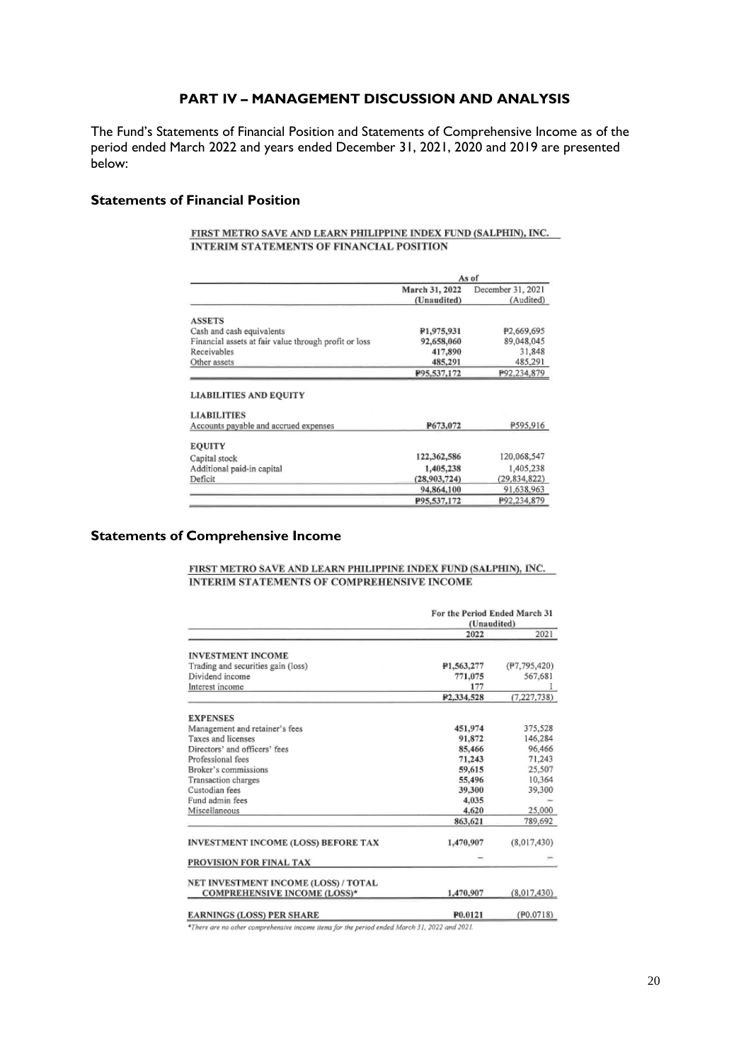# PART IV – MANAGEMENT DISCUSSION AND ANALYSIS

The Fund's Statements of Financial Position and Statements of Comprehensive Income as of the period ended March 2022 and years ended December 31, 2021, 2020 and 2019 are presented below:

### Statements of Financial Position

FIRST METRO SAVE AND LEARN PHILIPPINE INDEX FUND (SALPHIN), INC.
INTERIM STATEMENTS OF FINANCIAL POSITION

| | As of | |
|---|---|---|
| | March 31, 2022 (Unaudited) | December 31, 2021 (Audited) |
| **ASSETS** | | |
| Cash and cash equivalents | ₱1,975,931 | ₱2,669,695 |
| Financial assets at fair value through profit or loss | 92,658,060 | 89,048,045 |
| Receivables | 417,890 | 31,848 |
| Other assets | 485,291 | 485,291 |
| | ₱95,537,172 | ₱92,234,879 |
| **LIABILITIES AND EQUITY** | | |
| **LIABILITIES** | | |
| Accounts payable and accrued expenses | ₱673,072 | ₱595,916 |
| **EQUITY** | | |
| Capital stock | 122,362,586 | 120,068,547 |
| Additional paid-in capital | 1,405,238 | 1,405,238 |
| Deficit | (28,903,724) | (29,834,822) |
| | 94,864,100 | 91,638,963 |
| | ₱95,537,172 | ₱92,234,879 |

### Statements of Comprehensive Income

FIRST METRO SAVE AND LEARN PHILIPPINE INDEX FUND (SALPHIN), INC.
INTERIM STATEMENTS OF COMPREHENSIVE INCOME

| | For the Period Ended March 31 (Unaudited) | |
|---|---|---|
| | 2022 | 2021 |
| **INVESTMENT INCOME** | | |
| Trading and securities gain (loss) | ₱1,563,277 | (₱7,795,420) |
| Dividend income | 771,075 | 567,681 |
| Interest income | 177 | 1 |
| | ₱2,334,528 | (7,227,738) |
| **EXPENSES** | | |
| Management and retainer's fees | 451,974 | 375,528 |
| Taxes and licenses | 91,872 | 146,284 |
| Directors' and officers' fees | 85,466 | 96,466 |
| Professional fees | 71,243 | 71,243 |
| Broker's commissions | 59,615 | 25,507 |
| Transaction charges | 55,496 | 10,364 |
| Custodian fees | 39,300 | 39,300 |
| Fund admin fees | 4,035 | – |
| Miscellaneous | 4,620 | 25,000 |
| | 863,621 | 789,692 |
| **INVESTMENT INCOME (LOSS) BEFORE TAX** | 1,470,907 | (8,017,430) |
| **PROVISION FOR FINAL TAX** | – | – |
| **NET INVESTMENT INCOME (LOSS) / TOTAL COMPREHENSIVE INCOME (LOSS)*** | 1,470,907 | (8,017,430) |
| **EARNINGS (LOSS) PER SHARE** | ₱0.0121 | (₱0.0718) |

*There are no other comprehensive income items for the period ended March 31, 2022 and 2021.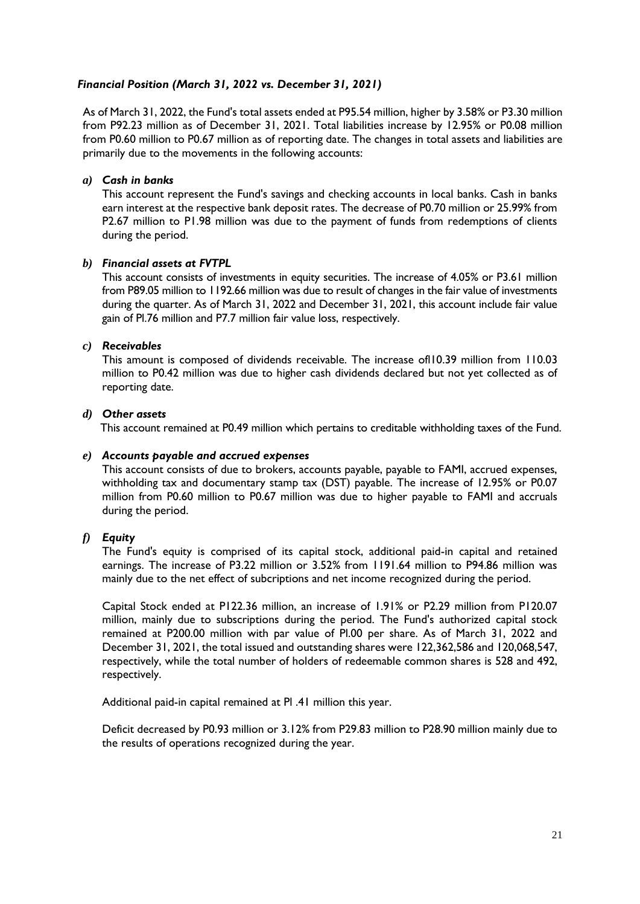### *Financial Position (March 31, 2022 vs. December 31, 2021)*

As of March 31, 2022, the Fund's total assets ended at P95.54 million, higher by 3.58% or P3.30 million from P92.23 million as of December 31, 2021. Total liabilities increase by 12.95% or P0.08 million from P0.60 million to P0.67 million as of reporting date. The changes in total assets and liabilities are primarily due to the movements in the following accounts:

*a) **Cash in banks***

This account represent the Fund's savings and checking accounts in local banks. Cash in banks earn interest at the respective bank deposit rates. The decrease of P0.70 million or 25.99% from P2.67 million to P1.98 million was due to the payment of funds from redemptions of clients during the period.

*b) **Financial assets at FVTPL***

This account consists of investments in equity securities. The increase of 4.05% or P3.61 million from P89.05 million to 1192.66 million was due to result of changes in the fair value of investments during the quarter. As of March 31, 2022 and December 31, 2021, this account include fair value gain of Pl.76 million and P7.7 million fair value loss, respectively.

*c) **Receivables***

This amount is composed of dividends receivable. The increase ofl10.39 million from 110.03 million to P0.42 million was due to higher cash dividends declared but not yet collected as of reporting date.

*d) **Other assets***

This account remained at P0.49 million which pertains to creditable withholding taxes of the Fund.

*e) **Accounts payable and accrued expenses***

This account consists of due to brokers, accounts payable, payable to FAMI, accrued expenses, withholding tax and documentary stamp tax (DST) payable. The increase of 12.95% or P0.07 million from P0.60 million to P0.67 million was due to higher payable to FAMI and accruals during the period.

*f) **Equity***

The Fund's equity is comprised of its capital stock, additional paid-in capital and retained earnings. The increase of P3.22 million or 3.52% from 1191.64 million to P94.86 million was mainly due to the net effect of subcriptions and net income recognized during the period.

Capital Stock ended at P122.36 million, an increase of 1.91% or P2.29 million from P120.07 million, mainly due to subscriptions during the period. The Fund's authorized capital stock remained at P200.00 million with par value of Pl.00 per share. As of March 31, 2022 and December 31, 2021, the total issued and outstanding shares were 122,362,586 and 120,068,547, respectively, while the total number of holders of redeemable common shares is 528 and 492, respectively.

Additional paid-in capital remained at Pl .41 million this year.

Deficit decreased by P0.93 million or 3.12% from P29.83 million to P28.90 million mainly due to the results of operations recognized during the year.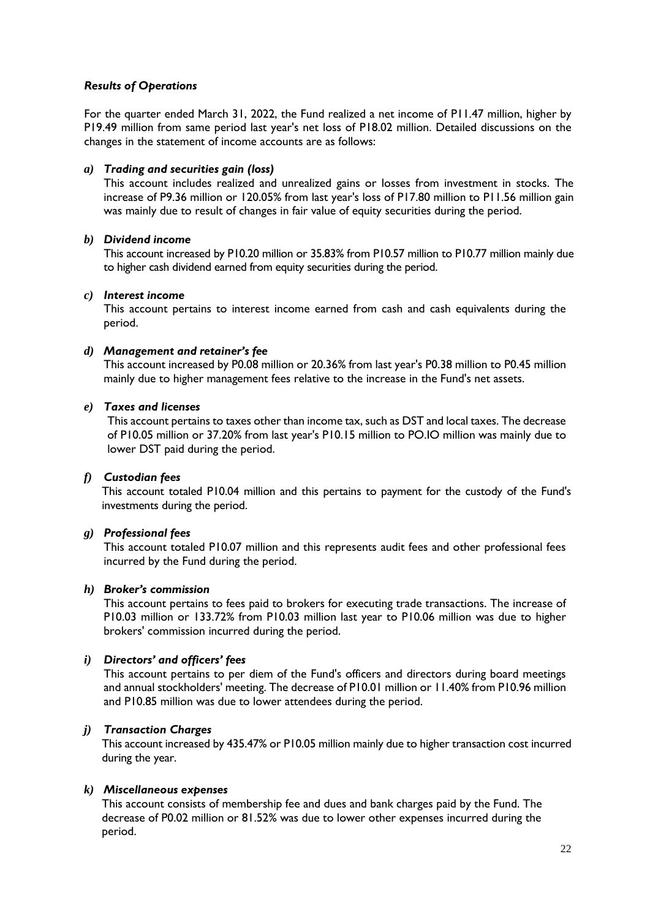***Results of Operations***

For the quarter ended March 31, 2022, the Fund realized a net income of P11.47 million, higher by P19.49 million from same period last year's net loss of P18.02 million. Detailed discussions on the changes in the statement of income accounts are as follows:

***a) Trading and securities gain (loss)***

This account includes realized and unrealized gains or losses from investment in stocks. The increase of P9.36 million or 120.05% from last year's loss of P17.80 million to P11.56 million gain was mainly due to result of changes in fair value of equity securities during the period.

***b) Dividend income***

This account increased by P10.20 million or 35.83% from P10.57 million to P10.77 million mainly due to higher cash dividend earned from equity securities during the period.

***c) Interest income***

This account pertains to interest income earned from cash and cash equivalents during the period.

***d) Management and retainer's fee***

This account increased by P0.08 million or 20.36% from last year's P0.38 million to P0.45 million mainly due to higher management fees relative to the increase in the Fund's net assets.

***e) Taxes and licenses***

This account pertains to taxes other than income tax, such as DST and local taxes. The decrease of P10.05 million or 37.20% from last year's P10.15 million to PO.IO million was mainly due to lower DST paid during the period.

***f) Custodian fees***

This account totaled P10.04 million and this pertains to payment for the custody of the Fund's investments during the period.

***g) Professional fees***

This account totaled P10.07 million and this represents audit fees and other professional fees incurred by the Fund during the period.

***h) Broker's commission***

This account pertains to fees paid to brokers for executing trade transactions. The increase of P10.03 million or 133.72% from P10.03 million last year to P10.06 million was due to higher brokers' commission incurred during the period.

***i) Directors' and officers' fees***

This account pertains to per diem of the Fund's officers and directors during board meetings and annual stockholders' meeting. The decrease of P10.01 million or 11.40% from P10.96 million and P10.85 million was due to lower attendees during the period.

***j) Transaction Charges***

This account increased by 435.47% or P10.05 million mainly due to higher transaction cost incurred during the year.

***k) Miscellaneous expenses***

This account consists of membership fee and dues and bank charges paid by the Fund. The decrease of P0.02 million or 81.52% was due to lower other expenses incurred during the period.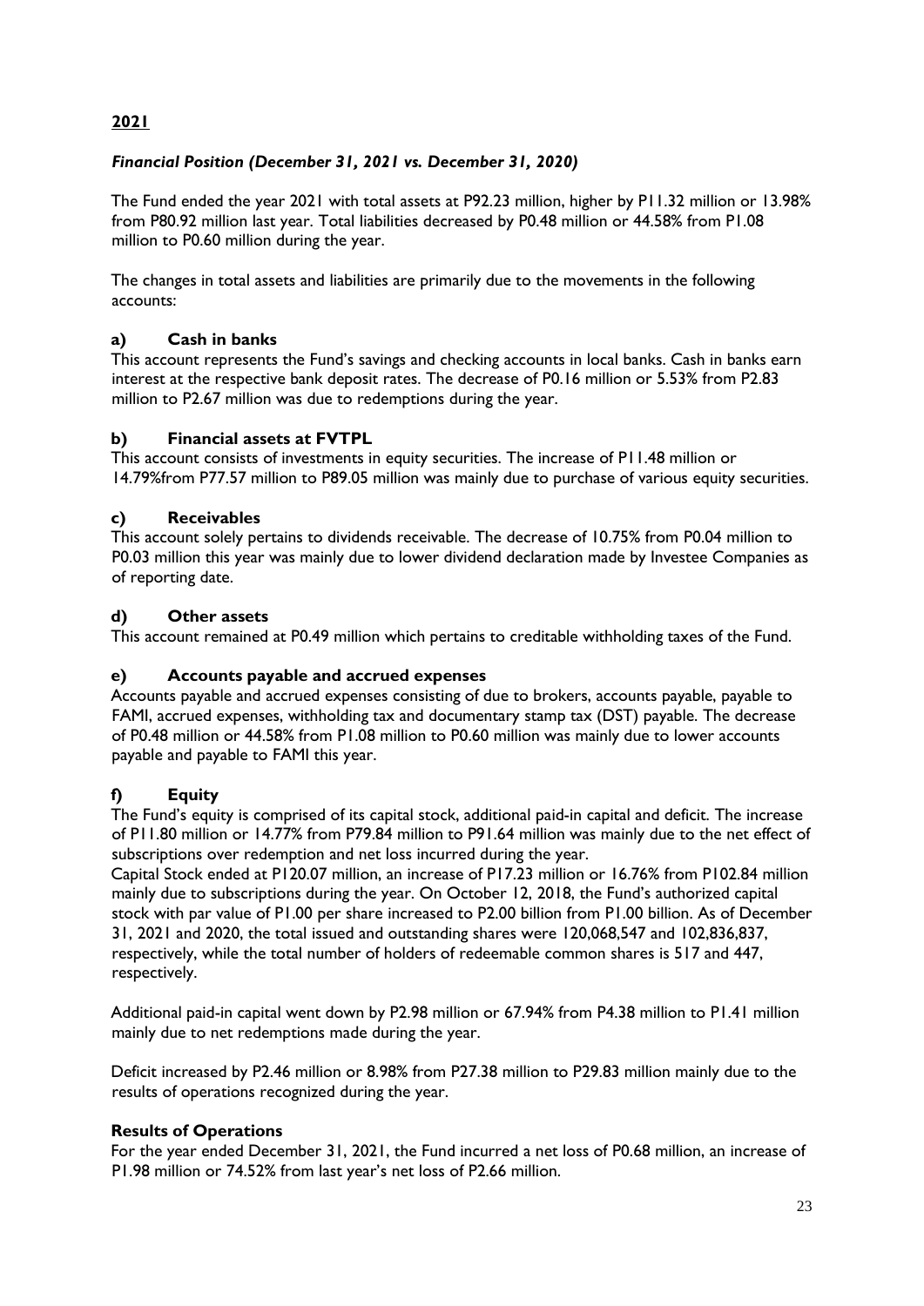## 2021

### *Financial Position (December 31, 2021 vs. December 31, 2020)*

The Fund ended the year 2021 with total assets at P92.23 million, higher by P11.32 million or 13.98% from P80.92 million last year. Total liabilities decreased by P0.48 million or 44.58% from P1.08 million to P0.60 million during the year.

The changes in total assets and liabilities are primarily due to the movements in the following accounts:

#### a) Cash in banks

This account represents the Fund's savings and checking accounts in local banks. Cash in banks earn interest at the respective bank deposit rates. The decrease of P0.16 million or 5.53% from P2.83 million to P2.67 million was due to redemptions during the year.

#### b) Financial assets at FVTPL

This account consists of investments in equity securities. The increase of P11.48 million or 14.79%from P77.57 million to P89.05 million was mainly due to purchase of various equity securities.

#### c) Receivables

This account solely pertains to dividends receivable. The decrease of 10.75% from P0.04 million to P0.03 million this year was mainly due to lower dividend declaration made by Investee Companies as of reporting date.

#### d) Other assets

This account remained at P0.49 million which pertains to creditable withholding taxes of the Fund.

#### e) Accounts payable and accrued expenses

Accounts payable and accrued expenses consisting of due to brokers, accounts payable, payable to FAMI, accrued expenses, withholding tax and documentary stamp tax (DST) payable. The decrease of P0.48 million or 44.58% from P1.08 million to P0.60 million was mainly due to lower accounts payable and payable to FAMI this year.

#### f) Equity

The Fund's equity is comprised of its capital stock, additional paid-in capital and deficit. The increase of P11.80 million or 14.77% from P79.84 million to P91.64 million was mainly due to the net effect of subscriptions over redemption and net loss incurred during the year.

Capital Stock ended at P120.07 million, an increase of P17.23 million or 16.76% from P102.84 million mainly due to subscriptions during the year. On October 12, 2018, the Fund's authorized capital stock with par value of P1.00 per share increased to P2.00 billion from P1.00 billion. As of December 31, 2021 and 2020, the total issued and outstanding shares were 120,068,547 and 102,836,837, respectively, while the total number of holders of redeemable common shares is 517 and 447, respectively.

Additional paid-in capital went down by P2.98 million or 67.94% from P4.38 million to P1.41 million mainly due to net redemptions made during the year.

Deficit increased by P2.46 million or 8.98% from P27.38 million to P29.83 million mainly due to the results of operations recognized during the year.

#### Results of Operations

For the year ended December 31, 2021, the Fund incurred a net loss of P0.68 million, an increase of P1.98 million or 74.52% from last year's net loss of P2.66 million.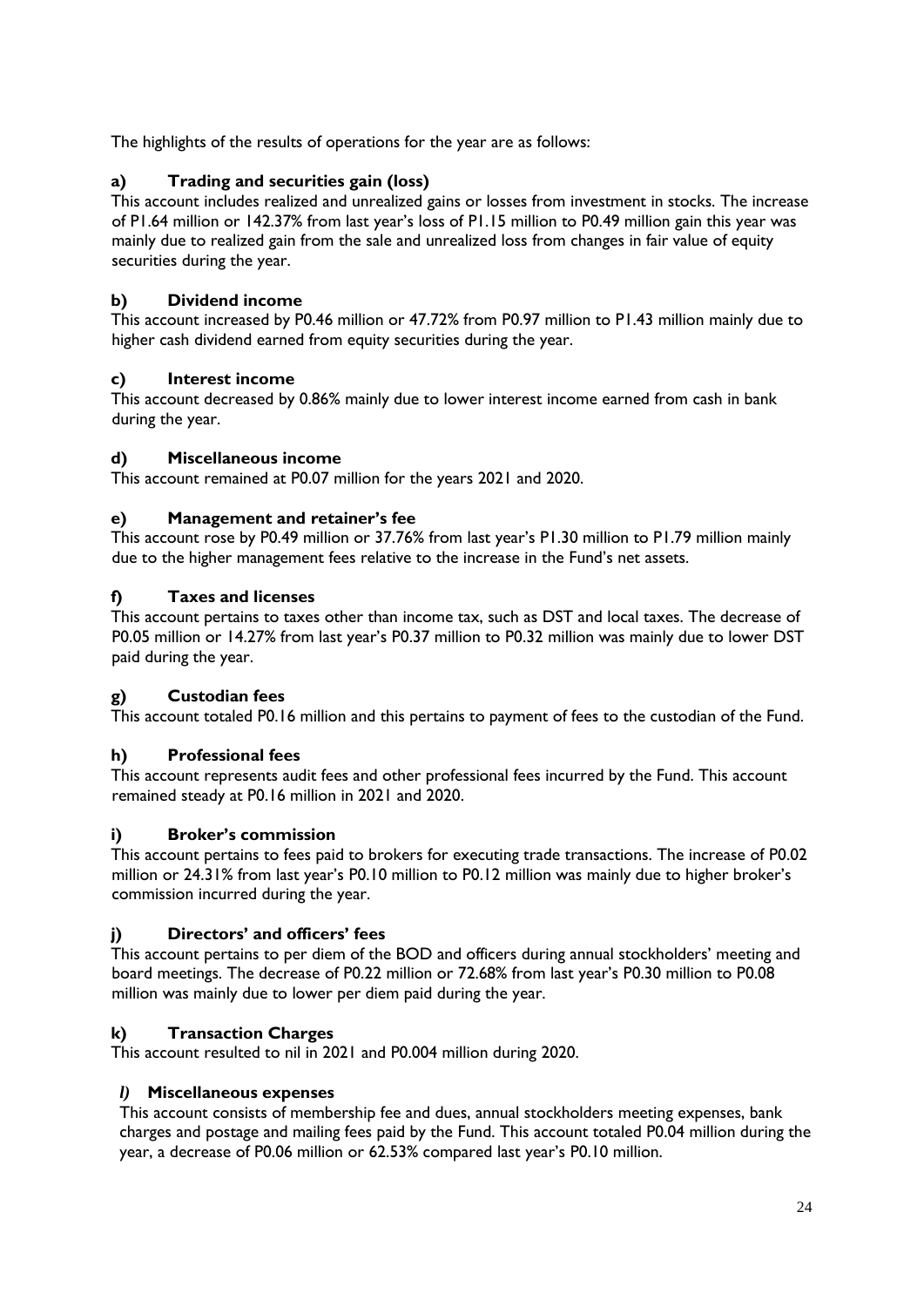The highlights of the results of operations for the year are as follows:

### a) Trading and securities gain (loss)

This account includes realized and unrealized gains or losses from investment in stocks. The increase of P1.64 million or 142.37% from last year's loss of P1.15 million to P0.49 million gain this year was mainly due to realized gain from the sale and unrealized loss from changes in fair value of equity securities during the year.

### b) Dividend income

This account increased by P0.46 million or 47.72% from P0.97 million to P1.43 million mainly due to higher cash dividend earned from equity securities during the year.

### c) Interest income

This account decreased by 0.86% mainly due to lower interest income earned from cash in bank during the year.

### d) Miscellaneous income

This account remained at P0.07 million for the years 2021 and 2020.

### e) Management and retainer's fee

This account rose by P0.49 million or 37.76% from last year's P1.30 million to P1.79 million mainly due to the higher management fees relative to the increase in the Fund's net assets.

### f) Taxes and licenses

This account pertains to taxes other than income tax, such as DST and local taxes. The decrease of P0.05 million or 14.27% from last year's P0.37 million to P0.32 million was mainly due to lower DST paid during the year.

### g) Custodian fees

This account totaled P0.16 million and this pertains to payment of fees to the custodian of the Fund.

### h) Professional fees

This account represents audit fees and other professional fees incurred by the Fund. This account remained steady at P0.16 million in 2021 and 2020.

### i) Broker's commission

This account pertains to fees paid to brokers for executing trade transactions. The increase of P0.02 million or 24.31% from last year's P0.10 million to P0.12 million was mainly due to higher broker's commission incurred during the year.

### j) Directors' and officers' fees

This account pertains to per diem of the BOD and officers during annual stockholders' meeting and board meetings. The decrease of P0.22 million or 72.68% from last year's P0.30 million to P0.08 million was mainly due to lower per diem paid during the year.

### k) Transaction Charges

This account resulted to nil in 2021 and P0.004 million during 2020.

### *l)* Miscellaneous expenses

This account consists of membership fee and dues, annual stockholders meeting expenses, bank charges and postage and mailing fees paid by the Fund. This account totaled P0.04 million during the year, a decrease of P0.06 million or 62.53% compared last year's P0.10 million.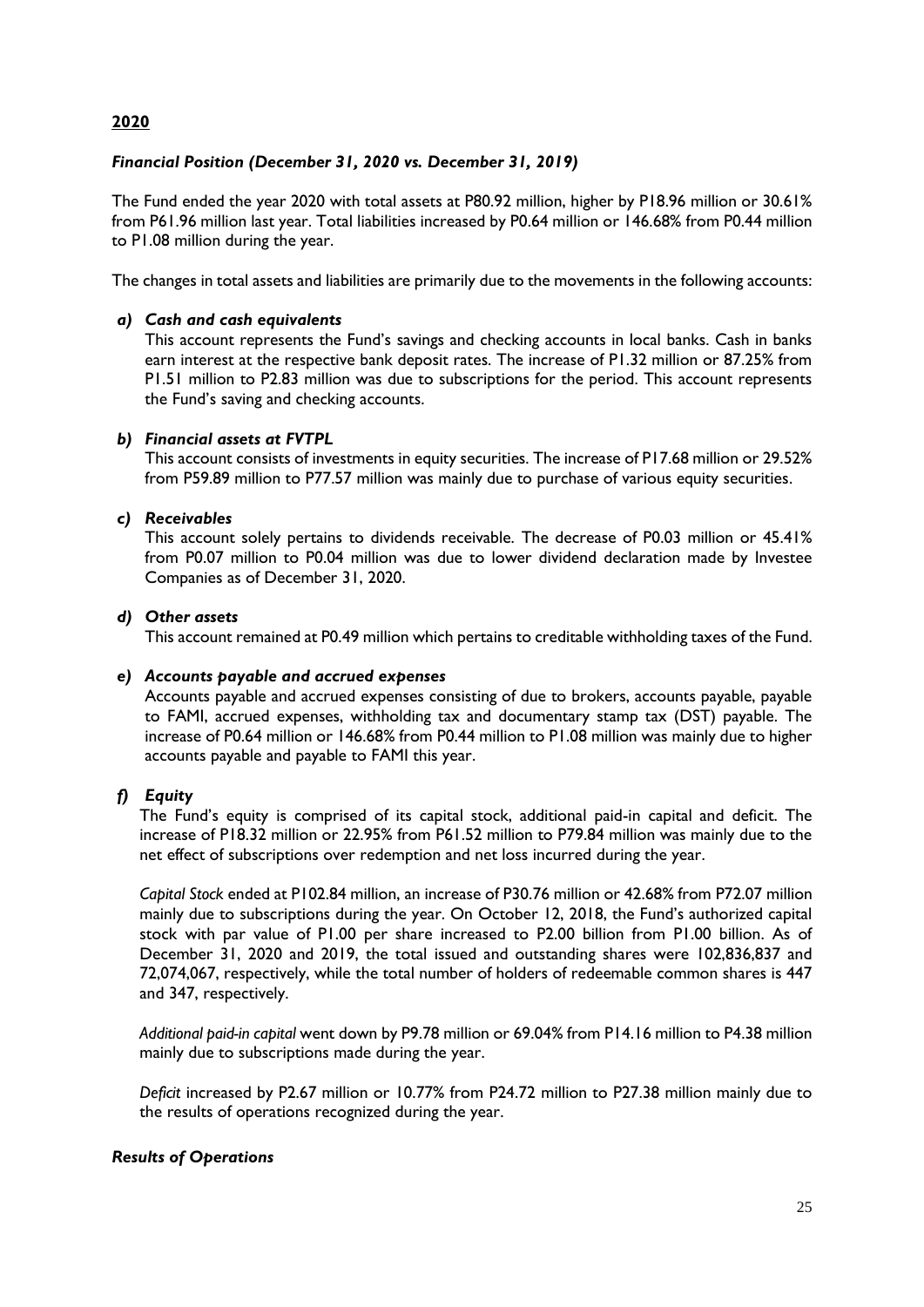## 2020

### *Financial Position (December 31, 2020 vs. December 31, 2019)*

The Fund ended the year 2020 with total assets at P80.92 million, higher by P18.96 million or 30.61% from P61.96 million last year. Total liabilities increased by P0.64 million or 146.68% from P0.44 million to P1.08 million during the year.

The changes in total assets and liabilities are primarily due to the movements in the following accounts:

*a) **Cash and cash equivalents***

This account represents the Fund's savings and checking accounts in local banks. Cash in banks earn interest at the respective bank deposit rates. The increase of P1.32 million or 87.25% from P1.51 million to P2.83 million was due to subscriptions for the period. This account represents the Fund's saving and checking accounts.

*b) **Financial assets at FVTPL***

This account consists of investments in equity securities. The increase of P17.68 million or 29.52% from P59.89 million to P77.57 million was mainly due to purchase of various equity securities.

*c) **Receivables***

This account solely pertains to dividends receivable. The decrease of P0.03 million or 45.41% from P0.07 million to P0.04 million was due to lower dividend declaration made by Investee Companies as of December 31, 2020.

*d) **Other assets***

This account remained at P0.49 million which pertains to creditable withholding taxes of the Fund.

*e) **Accounts payable and accrued expenses***

Accounts payable and accrued expenses consisting of due to brokers, accounts payable, payable to FAMI, accrued expenses, withholding tax and documentary stamp tax (DST) payable. The increase of P0.64 million or 146.68% from P0.44 million to P1.08 million was mainly due to higher accounts payable and payable to FAMI this year.

*f) **Equity***

The Fund's equity is comprised of its capital stock, additional paid-in capital and deficit. The increase of P18.32 million or 22.95% from P61.52 million to P79.84 million was mainly due to the net effect of subscriptions over redemption and net loss incurred during the year.

*Capital Stock* ended at P102.84 million, an increase of P30.76 million or 42.68% from P72.07 million mainly due to subscriptions during the year. On October 12, 2018, the Fund's authorized capital stock with par value of P1.00 per share increased to P2.00 billion from P1.00 billion. As of December 31, 2020 and 2019, the total issued and outstanding shares were 102,836,837 and 72,074,067, respectively, while the total number of holders of redeemable common shares is 447 and 347, respectively.

*Additional paid-in capital* went down by P9.78 million or 69.04% from P14.16 million to P4.38 million mainly due to subscriptions made during the year.

*Deficit* increased by P2.67 million or 10.77% from P24.72 million to P27.38 million mainly due to the results of operations recognized during the year.

### *Results of Operations*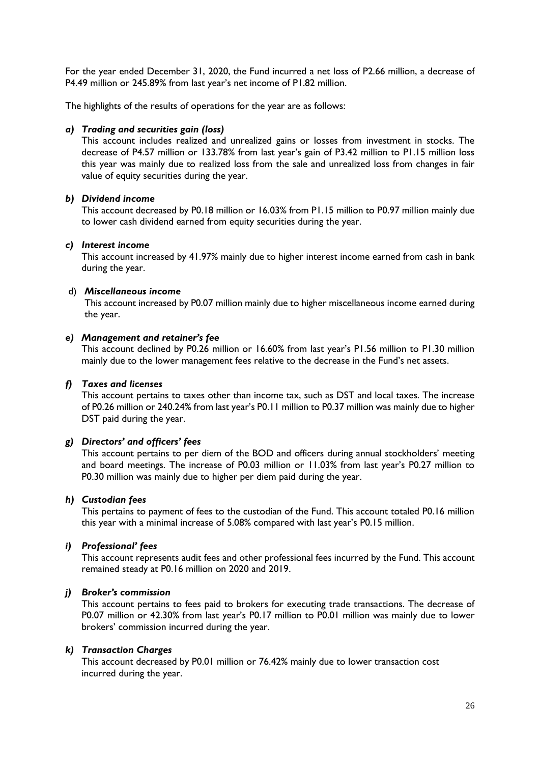For the year ended December 31, 2020, the Fund incurred a net loss of P2.66 million, a decrease of P4.49 million or 245.89% from last year's net income of P1.82 million.

The highlights of the results of operations for the year are as follows:

***a) Trading and securities gain (loss)***

This account includes realized and unrealized gains or losses from investment in stocks. The decrease of P4.57 million or 133.78% from last year's gain of P3.42 million to P1.15 million loss this year was mainly due to realized loss from the sale and unrealized loss from changes in fair value of equity securities during the year.

***b) Dividend income***

This account decreased by P0.18 million or 16.03% from P1.15 million to P0.97 million mainly due to lower cash dividend earned from equity securities during the year.

***c) Interest income***

This account increased by 41.97% mainly due to higher interest income earned from cash in bank during the year.

d) ***Miscellaneous income***

This account increased by P0.07 million mainly due to higher miscellaneous income earned during the year.

***e) Management and retainer's fee***

This account declined by P0.26 million or 16.60% from last year's P1.56 million to P1.30 million mainly due to the lower management fees relative to the decrease in the Fund's net assets.

***f) Taxes and licenses***

This account pertains to taxes other than income tax, such as DST and local taxes. The increase of P0.26 million or 240.24% from last year's P0.11 million to P0.37 million was mainly due to higher DST paid during the year.

***g) Directors' and officers' fees***

This account pertains to per diem of the BOD and officers during annual stockholders' meeting and board meetings. The increase of P0.03 million or 11.03% from last year's P0.27 million to P0.30 million was mainly due to higher per diem paid during the year.

***h) Custodian fees***

This pertains to payment of fees to the custodian of the Fund. This account totaled P0.16 million this year with a minimal increase of 5.08% compared with last year's P0.15 million.

***i) Professional' fees***

This account represents audit fees and other professional fees incurred by the Fund. This account remained steady at P0.16 million on 2020 and 2019.

***j) Broker's commission***

This account pertains to fees paid to brokers for executing trade transactions. The decrease of P0.07 million or 42.30% from last year's P0.17 million to P0.01 million was mainly due to lower brokers' commission incurred during the year.

***k) Transaction Charges***

This account decreased by P0.01 million or 76.42% mainly due to lower transaction cost incurred during the year.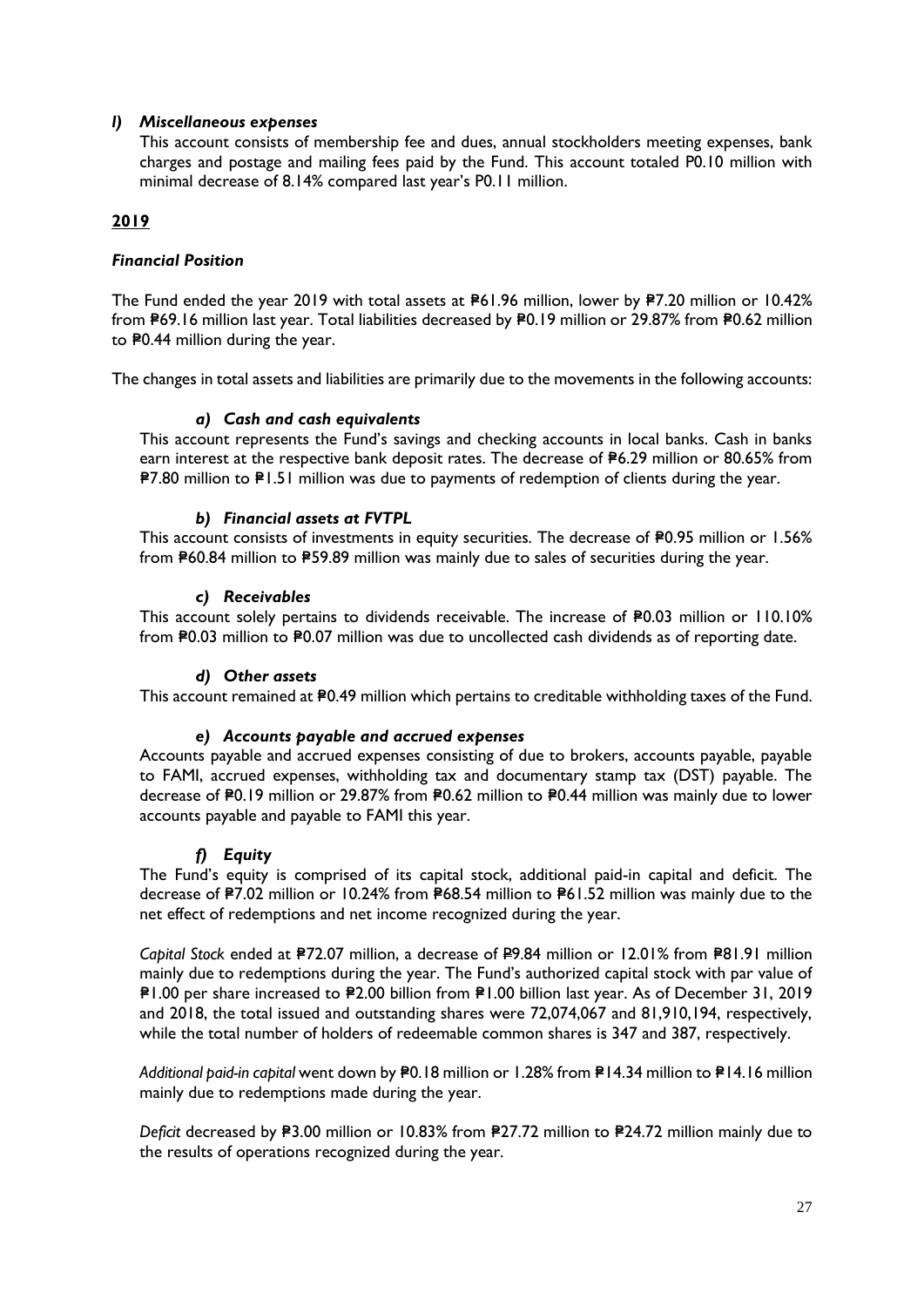### *l) Miscellaneous expenses*

This account consists of membership fee and dues, annual stockholders meeting expenses, bank charges and postage and mailing fees paid by the Fund. This account totaled P0.10 million with minimal decrease of 8.14% compared last year's P0.11 million.

## **2019**

### *Financial Position*

The Fund ended the year 2019 with total assets at ₱61.96 million, lower by ₱7.20 million or 10.42% from ₱69.16 million last year. Total liabilities decreased by ₱0.19 million or 29.87% from ₱0.62 million to ₱0.44 million during the year.

The changes in total assets and liabilities are primarily due to the movements in the following accounts:

#### *a) Cash and cash equivalents*

This account represents the Fund's savings and checking accounts in local banks. Cash in banks earn interest at the respective bank deposit rates. The decrease of ₱6.29 million or 80.65% from ₱7.80 million to ₱1.51 million was due to payments of redemption of clients during the year.

#### *b) Financial assets at FVTPL*

This account consists of investments in equity securities. The decrease of ₱0.95 million or 1.56% from ₱60.84 million to ₱59.89 million was mainly due to sales of securities during the year.

#### *c) Receivables*

This account solely pertains to dividends receivable. The increase of ₱0.03 million or 110.10% from ₱0.03 million to ₱0.07 million was due to uncollected cash dividends as of reporting date.

#### *d) Other assets*

This account remained at ₱0.49 million which pertains to creditable withholding taxes of the Fund.

#### *e) Accounts payable and accrued expenses*

Accounts payable and accrued expenses consisting of due to brokers, accounts payable, payable to FAMI, accrued expenses, withholding tax and documentary stamp tax (DST) payable. The decrease of ₱0.19 million or 29.87% from ₱0.62 million to ₱0.44 million was mainly due to lower accounts payable and payable to FAMI this year.

#### *f) Equity*

The Fund's equity is comprised of its capital stock, additional paid-in capital and deficit. The decrease of ₱7.02 million or 10.24% from ₱68.54 million to ₱61.52 million was mainly due to the net effect of redemptions and net income recognized during the year.

*Capital Stock* ended at ₱72.07 million, a decrease of ₱9.84 million or 12.01% from ₱81.91 million mainly due to redemptions during the year. The Fund's authorized capital stock with par value of ₱1.00 per share increased to ₱2.00 billion from ₱1.00 billion last year. As of December 31, 2019 and 2018, the total issued and outstanding shares were 72,074,067 and 81,910,194, respectively, while the total number of holders of redeemable common shares is 347 and 387, respectively.

*Additional paid-in capital* went down by ₱0.18 million or 1.28% from ₱14.34 million to ₱14.16 million mainly due to redemptions made during the year.

*Deficit* decreased by ₱3.00 million or 10.83% from ₱27.72 million to ₱24.72 million mainly due to the results of operations recognized during the year.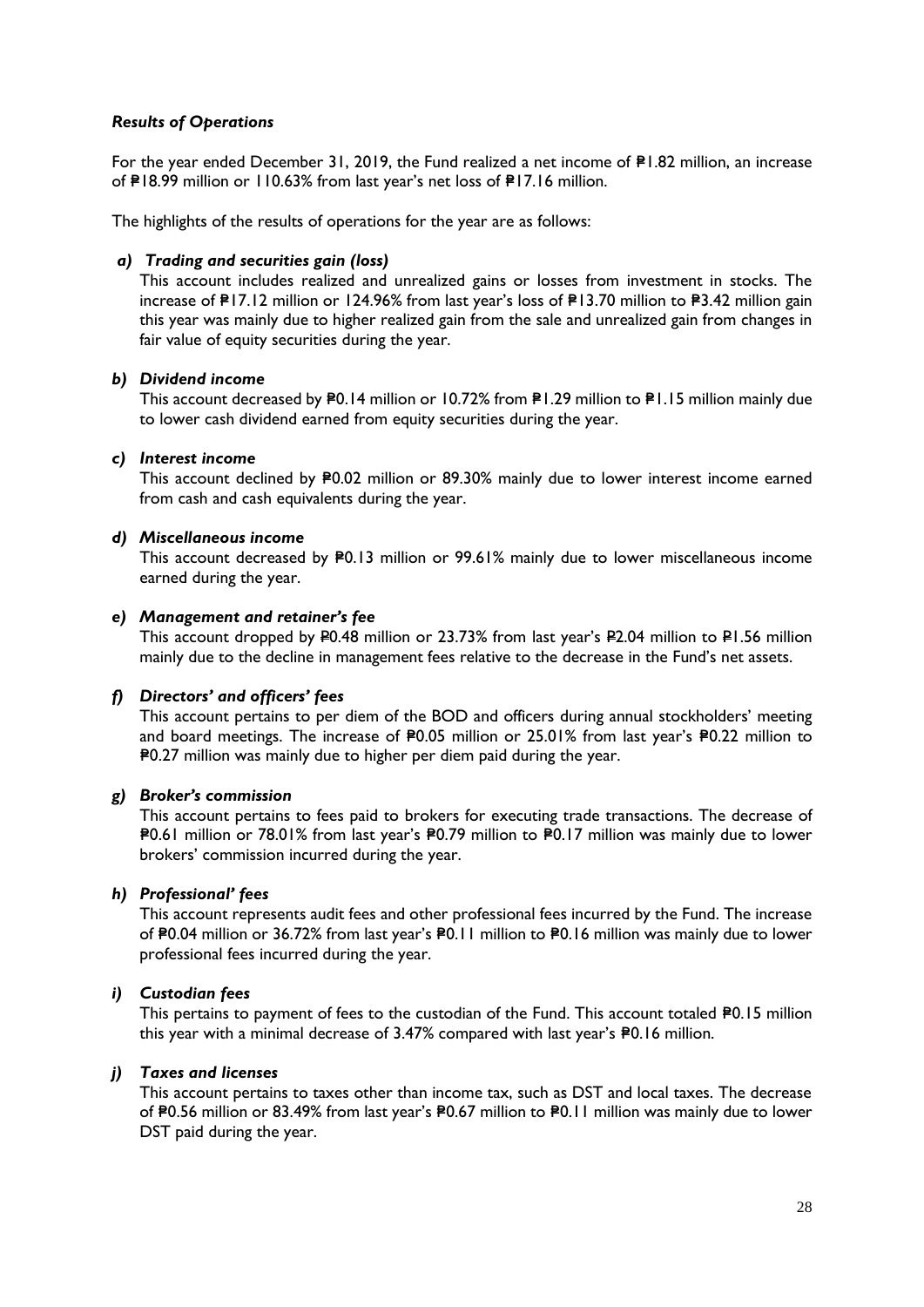### *Results of Operations*

For the year ended December 31, 2019, the Fund realized a net income of ₱1.82 million, an increase of ₱18.99 million or 110.63% from last year's net loss of ₱17.16 million.

The highlights of the results of operations for the year are as follows:

***a) Trading and securities gain (loss)***

This account includes realized and unrealized gains or losses from investment in stocks. The increase of ₱17.12 million or 124.96% from last year's loss of ₱13.70 million to ₱3.42 million gain this year was mainly due to higher realized gain from the sale and unrealized gain from changes in fair value of equity securities during the year.

***b) Dividend income***

This account decreased by ₱0.14 million or 10.72% from ₱1.29 million to ₱1.15 million mainly due to lower cash dividend earned from equity securities during the year.

***c) Interest income***

This account declined by ₱0.02 million or 89.30% mainly due to lower interest income earned from cash and cash equivalents during the year.

***d) Miscellaneous income***

This account decreased by ₱0.13 million or 99.61% mainly due to lower miscellaneous income earned during the year.

***e) Management and retainer's fee***

This account dropped by ₱0.48 million or 23.73% from last year's ₱2.04 million to ₱1.56 million mainly due to the decline in management fees relative to the decrease in the Fund's net assets.

***f) Directors' and officers' fees***

This account pertains to per diem of the BOD and officers during annual stockholders' meeting and board meetings. The increase of ₱0.05 million or 25.01% from last year's ₱0.22 million to ₱0.27 million was mainly due to higher per diem paid during the year.

***g) Broker's commission***

This account pertains to fees paid to brokers for executing trade transactions. The decrease of ₱0.61 million or 78.01% from last year's ₱0.79 million to ₱0.17 million was mainly due to lower brokers' commission incurred during the year.

***h) Professional' fees***

This account represents audit fees and other professional fees incurred by the Fund. The increase of ₱0.04 million or 36.72% from last year's ₱0.11 million to ₱0.16 million was mainly due to lower professional fees incurred during the year.

***i) Custodian fees***

This pertains to payment of fees to the custodian of the Fund. This account totaled ₱0.15 million this year with a minimal decrease of 3.47% compared with last year's ₱0.16 million.

***j) Taxes and licenses***

This account pertains to taxes other than income tax, such as DST and local taxes. The decrease of ₱0.56 million or 83.49% from last year's ₱0.67 million to ₱0.11 million was mainly due to lower DST paid during the year.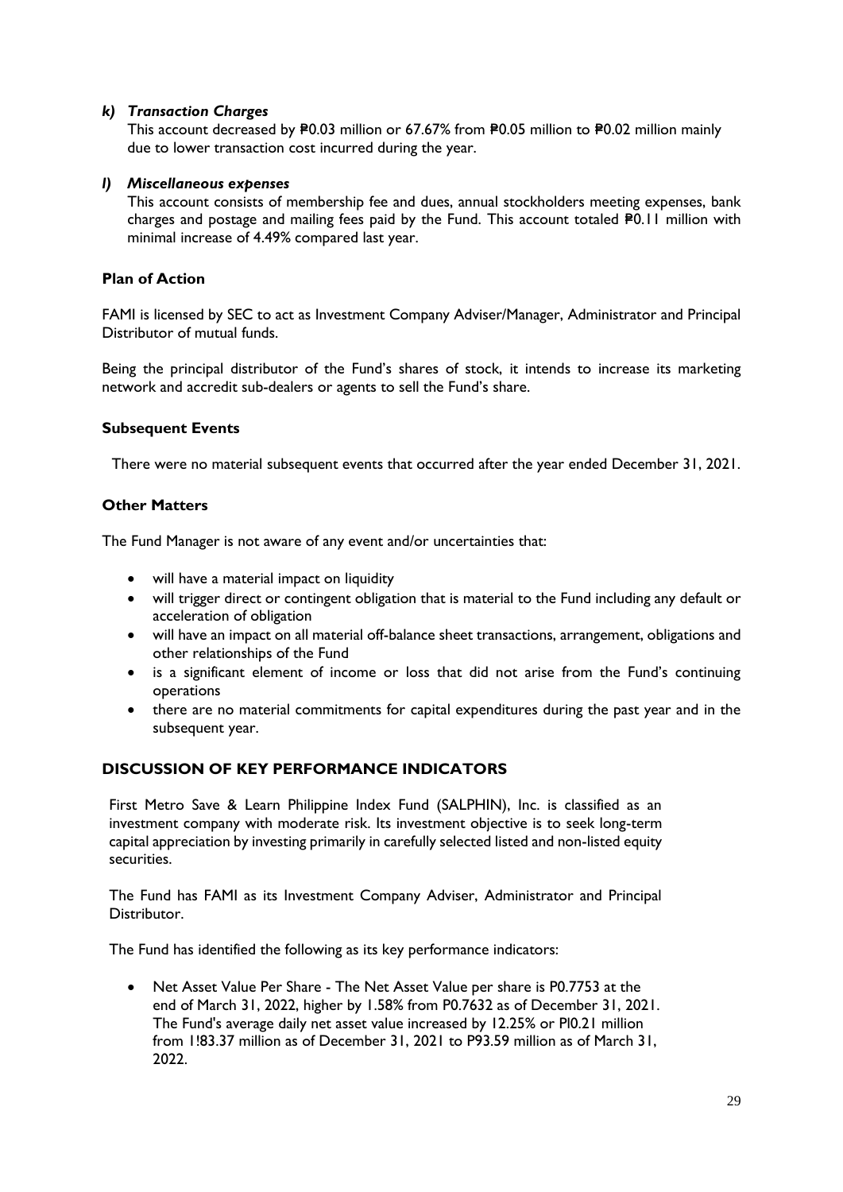***k) Transaction Charges***

This account decreased by ₱0.03 million or 67.67% from ₱0.05 million to ₱0.02 million mainly due to lower transaction cost incurred during the year.

***l) Miscellaneous expenses***

This account consists of membership fee and dues, annual stockholders meeting expenses, bank charges and postage and mailing fees paid by the Fund. This account totaled ₱0.11 million with minimal increase of 4.49% compared last year.

**Plan of Action**

FAMI is licensed by SEC to act as Investment Company Adviser/Manager, Administrator and Principal Distributor of mutual funds.

Being the principal distributor of the Fund's shares of stock, it intends to increase its marketing network and accredit sub-dealers or agents to sell the Fund's share.

**Subsequent Events**

There were no material subsequent events that occurred after the year ended December 31, 2021.

**Other Matters**

The Fund Manager is not aware of any event and/or uncertainties that:

- will have a material impact on liquidity
- will trigger direct or contingent obligation that is material to the Fund including any default or acceleration of obligation
- will have an impact on all material off-balance sheet transactions, arrangement, obligations and other relationships of the Fund
- is a significant element of income or loss that did not arise from the Fund's continuing operations
- there are no material commitments for capital expenditures during the past year and in the subsequent year.

## DISCUSSION OF KEY PERFORMANCE INDICATORS

First Metro Save & Learn Philippine Index Fund (SALPHIN), Inc. is classified as an investment company with moderate risk. Its investment objective is to seek long-term capital appreciation by investing primarily in carefully selected listed and non-listed equity securities.

The Fund has FAMI as its Investment Company Adviser, Administrator and Principal Distributor.

The Fund has identified the following as its key performance indicators:

- Net Asset Value Per Share - The Net Asset Value per share is P0.7753 at the end of March 31, 2022, higher by 1.58% from P0.7632 as of December 31, 2021. The Fund's average daily net asset value increased by 12.25% or Pl0.21 million from 1!83.37 million as of December 31, 2021 to P93.59 million as of March 31, 2022.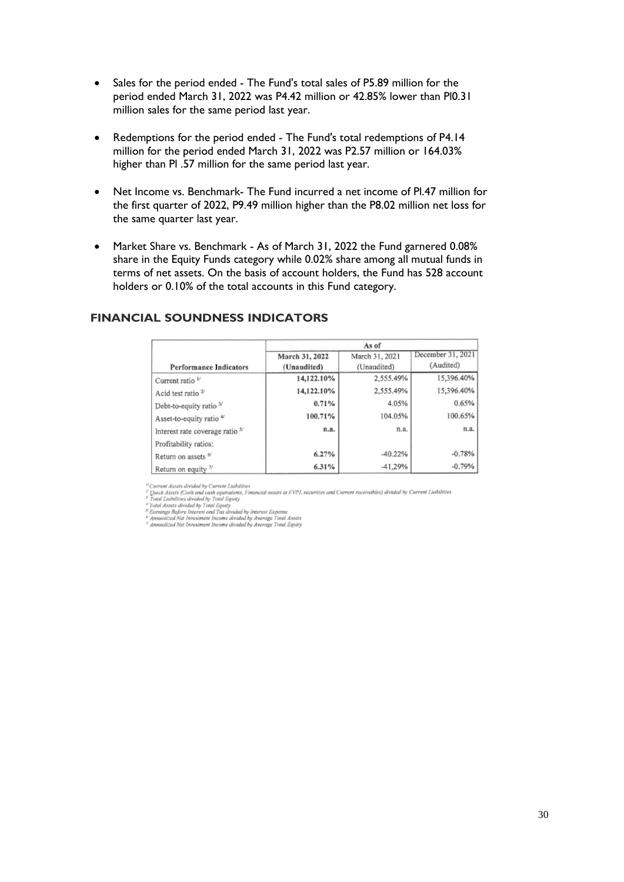- Sales for the period ended - The Fund's total sales of P5.89 million for the period ended March 31, 2022 was P4.42 million or 42.85% lower than Pl0.31 million sales for the same period last year.

- Redemptions for the period ended - The Fund's total redemptions of P4.14 million for the period ended March 31, 2022 was P2.57 million or 164.03% higher than Pl .57 million for the same period last year.

- Net Income vs. Benchmark- The Fund incurred a net income of Pl.47 million for the first quarter of 2022, P9.49 million higher than the P8.02 million net loss for the same quarter last year.

- Market Share vs. Benchmark - As of March 31, 2022 the Fund garnered 0.08% share in the Equity Funds category while 0.02% share among all mutual funds in terms of net assets. On the basis of account holders, the Fund has 528 account holders or 0.10% of the total accounts in this Fund category.

## FINANCIAL SOUNDNESS INDICATORS

| | As of | | |
|---|---|---|---|
| **Performance Indicators** | **March 31, 2022 (Unaudited)** | March 31, 2021 (Unaudited) | December 31, 2021 (Audited) |
| Current ratio [1/] | **14,122.10%** | 2,555.49% | 15,396.40% |
| Acid test ratio [2/] | **14,122.10%** | 2,555.49% | 15,396.40% |
| Debt-to-equity ratio [3/] | **0.71%** | 4.05% | 0.65% |
| Asset-to-equity ratio [4/] | **100.71%** | 104.05% | 100.65% |
| Interest rate coverage ratio [5/] | **n.a.** | n.a. | n.a. |
| Profitability ratios: | | | |
| Return on assets [6/] | **6.27%** | -40.22% | -0.78% |
| Return on equity [7/] | **6.31%** | -41.29% | -0.79% |

[1/] *Current Assets divided by Current Liabilities*
[2/] *Quick Assets (Cash and cash equivalents, Financial assets at FVPL securities and Current receivables) divided by Current Liabilities*
[3/] *Total Liabilities divided by Total Equity*
[4/] *Total Assets divided by Total Equity*
[5/] *Earnings Before Interest and Tax divided by Interest Expense*
[6/] *Annualized Net Investment Income divided by Average Total Assets*
[7/] *Annualized Net Investment Income divided by Average Total Equity*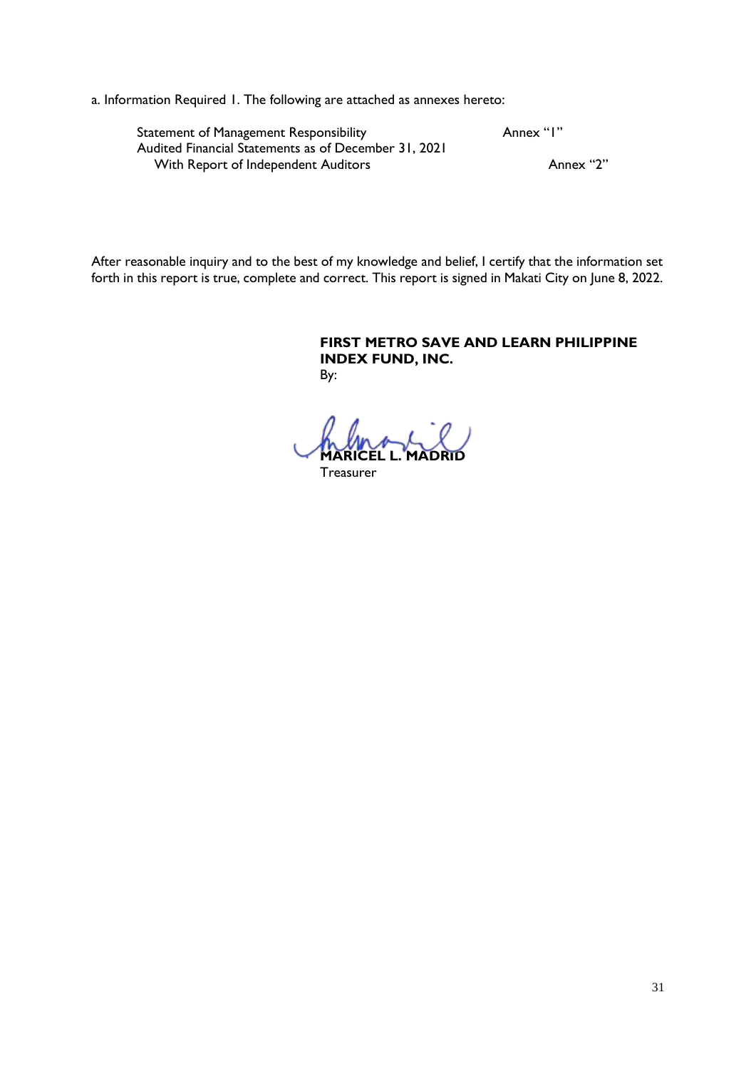a. Information Required 1. The following are attached as annexes hereto:

| | |
|---|---|
| Statement of Management Responsibility | Annex "1" |
| Audited Financial Statements as of December 31, 2021 With Report of Independent Auditors | Annex "2" |

After reasonable inquiry and to the best of my knowledge and belief, I certify that the information set forth in this report is true, complete and correct. This report is signed in Makati City on June 8, 2022.

**FIRST METRO SAVE AND LEARN PHILIPPINE INDEX FUND, INC.**
By:

**MARICEL L. MADRID**
Treasurer